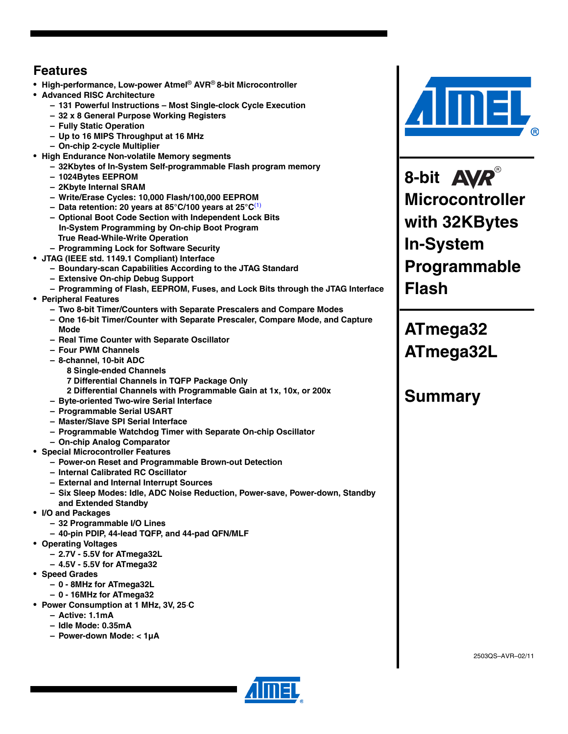# Features

- High-performance, Low-power Atmel® AVR® 8-bit Microcontroller
- Advanced RISC Architecture
  - 131 Powerful Instructions – Most Single-clock Cycle Execution
  - 32 x 8 General Purpose Working Registers
  - Fully Static Operation
  - Up to 16 MIPS Throughput at 16 MHz
  - On-chip 2-cycle Multiplier
- High Endurance Non-volatile Memory segments
  - 32Kbytes of In-System Self-programmable Flash program memory
  - 1024Bytes EEPROM
  - 2Kbyte Internal SRAM
  - Write/Erase Cycles: 10,000 Flash/100,000 EEPROM
  - Data retention: 20 years at 85°C/100 years at 25°C[1]
  - Optional Boot Code Section with Independent Lock Bits
    In-System Programming by On-chip Boot Program
    True Read-While-Write Operation
  - Programming Lock for Software Security
- JTAG (IEEE std. 1149.1 Compliant) Interface
  - Boundary-scan Capabilities According to the JTAG Standard
  - Extensive On-chip Debug Support
  - Programming of Flash, EEPROM, Fuses, and Lock Bits through the JTAG Interface
- Peripheral Features
  - Two 8-bit Timer/Counters with Separate Prescalers and Compare Modes
  - One 16-bit Timer/Counter with Separate Prescaler, Compare Mode, and Capture Mode
  - Real Time Counter with Separate Oscillator
  - Four PWM Channels
  - 8-channel, 10-bit ADC
    - 8 Single-ended Channels
    - 7 Differential Channels in TQFP Package Only
    - 2 Differential Channels with Programmable Gain at 1x, 10x, or 200x
  - Byte-oriented Two-wire Serial Interface
  - Programmable Serial USART
  - Master/Slave SPI Serial Interface
  - Programmable Watchdog Timer with Separate On-chip Oscillator
  - On-chip Analog Comparator
- Special Microcontroller Features
  - Power-on Reset and Programmable Brown-out Detection
  - Internal Calibrated RC Oscillator
  - External and Internal Interrupt Sources
  - Six Sleep Modes: Idle, ADC Noise Reduction, Power-save, Power-down, Standby and Extended Standby
- I/O and Packages
  - 32 Programmable I/O Lines
  - 40-pin PDIP, 44-lead TQFP, and 44-pad QFN/MLF
- Operating Voltages
  - 2.7V - 5.5V for ATmega32L
  - 4.5V - 5.5V for ATmega32
- Speed Grades
  - 0 - 8MHz for ATmega32L
  - 0 - 16MHz for ATmega32
- Power Consumption at 1 MHz, 3V, 25°C
  - Active: 1.1mA
  - Idle Mode: 0.35mA
  - Power-down Mode: < 1µA

# 8-bit AVR® Microcontroller with 32KBytes In-System Programmable Flash

# ATmega32 ATmega32L

# Summary

2503QS–AVR–02/11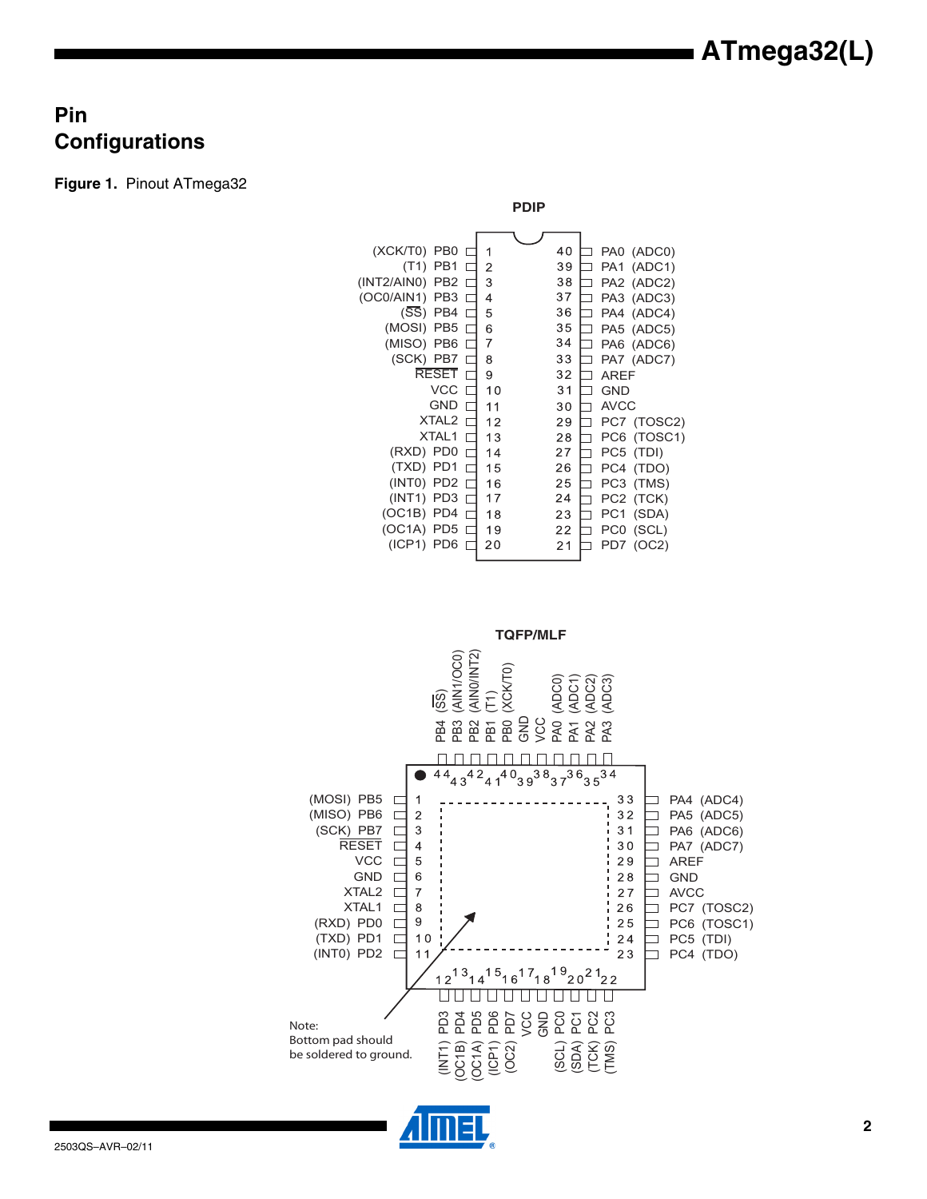## Pin Configurations

**Figure 1.** Pinout ATmega32

**PDIP**

| Pin Name | Pin | Pin | Pin Name |
|---|---|---|---|
| (XCK/T0) PB0 | 1 | 40 | PA0 (ADC0) |
| (T1) PB1 | 2 | 39 | PA1 (ADC1) |
| (INT2/AIN0) PB2 | 3 | 38 | PA2 (ADC2) |
| (OC0/AIN1) PB3 | 4 | 37 | PA3 (ADC3) |
| (SS) PB4 | 5 | 36 | PA4 (ADC4) |
| (MOSI) PB5 | 6 | 35 | PA5 (ADC5) |
| (MISO) PB6 | 7 | 34 | PA6 (ADC6) |
| (SCK) PB7 | 8 | 33 | PA7 (ADC7) |
| RESET | 9 | 32 | AREF |
| VCC | 10 | 31 | GND |
| GND | 11 | 30 | AVCC |
| XTAL2 | 12 | 29 | PC7 (TOSC2) |
| XTAL1 | 13 | 28 | PC6 (TOSC1) |
| (RXD) PD0 | 14 | 27 | PC5 (TDI) |
| (TXD) PD1 | 15 | 26 | PC4 (TDO) |
| (INT0) PD2 | 16 | 25 | PC3 (TMS) |
| (INT1) PD3 | 17 | 24 | PC2 (TCK) |
| (OC1B) PD4 | 18 | 23 | PC1 (SDA) |
| (OC1A) PD5 | 19 | 22 | PC0 (SCL) |
| (ICP1) PD6 | 20 | 21 | PD7 (OC2) |

**TQFP/MLF**

| Pin | Name | Pin | Name |
|---|---|---|---|
| 1 | (MOSI) PB5 | 23 | PC4 (TDO) |
| 2 | (MISO) PB6 | 24 | PC5 (TDI) |
| 3 | (SCK) PB7 | 25 | PC6 (TOSC1) |
| 4 | RESET | 26 | PC7 (TOSC2) |
| 5 | VCC | 27 | AVCC |
| 6 | GND | 28 | GND |
| 7 | XTAL2 | 29 | AREF |
| 8 | XTAL1 | 30 | PA7 (ADC7) |
| 9 | (RXD) PD0 | 31 | PA6 (ADC6) |
| 10 | (TXD) PD1 | 32 | PA5 (ADC5) |
| 11 | (INT0) PD2 | 33 | PA4 (ADC4) |
| 12 | (INT1) PD3 | 34 | PA3 (ADC3) |
| 13 | (OC1B) PD4 | 35 | PA2 (ADC2) |
| 14 | (OC1A) PD5 | 36 | PA1 (ADC1) |
| 15 | (ICP1) PD6 | 37 | PA0 (ADC0) |
| 16 | (OC2) PD7 | 38 | VCC |
| 17 | VCC | 39 | GND |
| 18 | GND | 40 | PB0 (XCK/T0) |
| 19 | (SCL) PC0 | 41 | PB1 (T1) |
| 20 | (SDA) PC1 | 42 | PB2 (AIN0/INT2) |
| 21 | (TCK) PC2 | 43 | PB3 (AIN1/OC0) |
| 22 | (TMS) PC3 | 44 | PB4 (SS) |

Note: Bottom pad should be soldered to ground.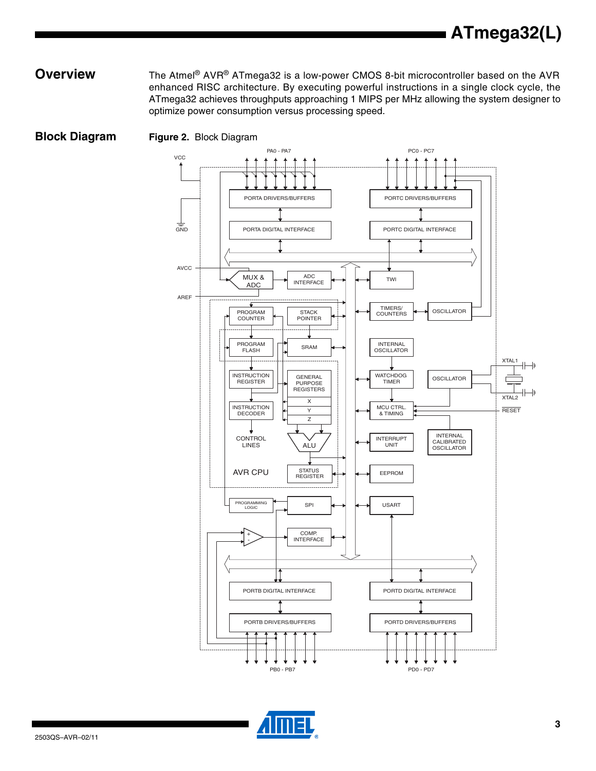## Overview

The Atmel® AVR® ATmega32 is a low-power CMOS 8-bit microcontroller based on the AVR enhanced RISC architecture. By executing powerful instructions in a single clock cycle, the ATmega32 achieves throughputs approaching 1 MIPS per MHz allowing the system designer to optimize power consumption versus processing speed.

## Block Diagram

**Figure 2.** Block Diagram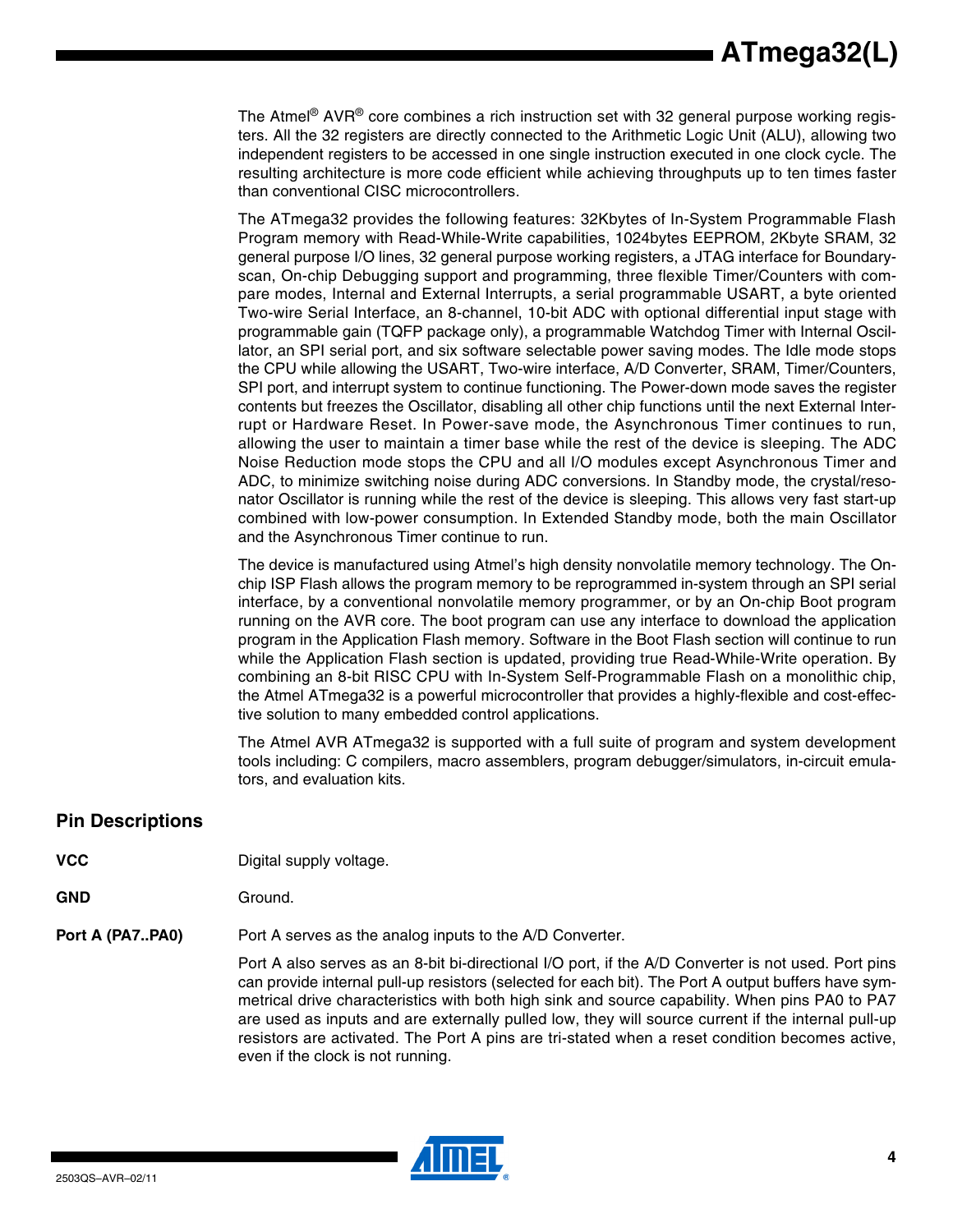The Atmel® AVR® core combines a rich instruction set with 32 general purpose working registers. All the 32 registers are directly connected to the Arithmetic Logic Unit (ALU), allowing two independent registers to be accessed in one single instruction executed in one clock cycle. The resulting architecture is more code efficient while achieving throughputs up to ten times faster than conventional CISC microcontrollers.

The ATmega32 provides the following features: 32Kbytes of In-System Programmable Flash Program memory with Read-While-Write capabilities, 1024bytes EEPROM, 2Kbyte SRAM, 32 general purpose I/O lines, 32 general purpose working registers, a JTAG interface for Boundary-scan, On-chip Debugging support and programming, three flexible Timer/Counters with compare modes, Internal and External Interrupts, a serial programmable USART, a byte oriented Two-wire Serial Interface, an 8-channel, 10-bit ADC with optional differential input stage with programmable gain (TQFP package only), a programmable Watchdog Timer with Internal Oscillator, an SPI serial port, and six software selectable power saving modes. The Idle mode stops the CPU while allowing the USART, Two-wire interface, A/D Converter, SRAM, Timer/Counters, SPI port, and interrupt system to continue functioning. The Power-down mode saves the register contents but freezes the Oscillator, disabling all other chip functions until the next External Interrupt or Hardware Reset. In Power-save mode, the Asynchronous Timer continues to run, allowing the user to maintain a timer base while the rest of the device is sleeping. The ADC Noise Reduction mode stops the CPU and all I/O modules except Asynchronous Timer and ADC, to minimize switching noise during ADC conversions. In Standby mode, the crystal/resonator Oscillator is running while the rest of the device is sleeping. This allows very fast start-up combined with low-power consumption. In Extended Standby mode, both the main Oscillator and the Asynchronous Timer continue to run.

The device is manufactured using Atmel's high density nonvolatile memory technology. The On-chip ISP Flash allows the program memory to be reprogrammed in-system through an SPI serial interface, by a conventional nonvolatile memory programmer, or by an On-chip Boot program running on the AVR core. The boot program can use any interface to download the application program in the Application Flash memory. Software in the Boot Flash section will continue to run while the Application Flash section is updated, providing true Read-While-Write operation. By combining an 8-bit RISC CPU with In-System Self-Programmable Flash on a monolithic chip, the Atmel ATmega32 is a powerful microcontroller that provides a highly-flexible and cost-effective solution to many embedded control applications.

The Atmel AVR ATmega32 is supported with a full suite of program and system development tools including: C compilers, macro assemblers, program debugger/simulators, in-circuit emulators, and evaluation kits.

## Pin Descriptions

**VCC** Digital supply voltage.

**GND** Ground.

**Port A (PA7..PA0)** Port A serves as the analog inputs to the A/D Converter.

Port A also serves as an 8-bit bi-directional I/O port, if the A/D Converter is not used. Port pins can provide internal pull-up resistors (selected for each bit). The Port A output buffers have symmetrical drive characteristics with both high sink and source capability. When pins PA0 to PA7 are used as inputs and are externally pulled low, they will source current if the internal pull-up resistors are activated. The Port A pins are tri-stated when a reset condition becomes active, even if the clock is not running.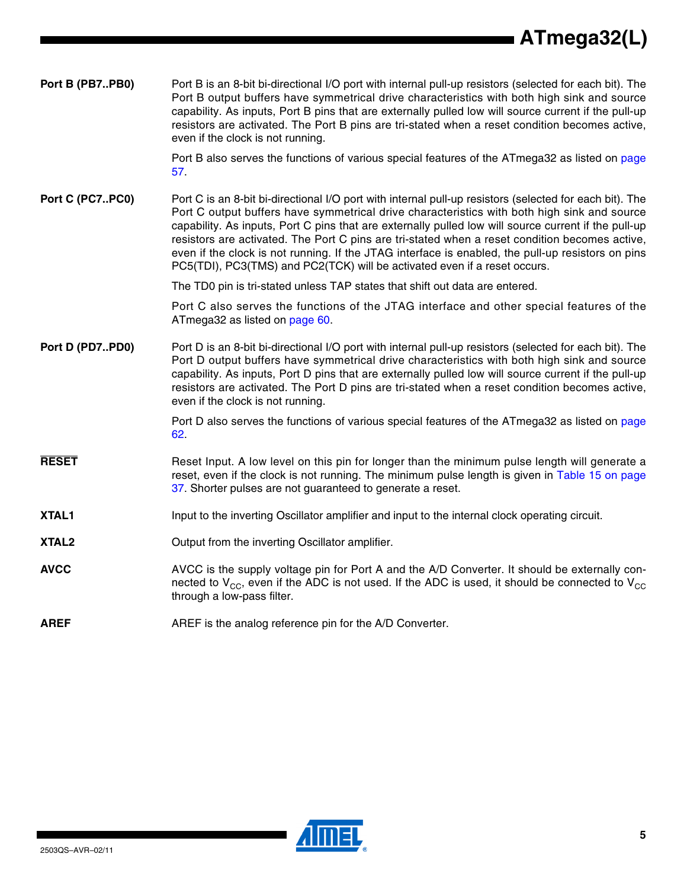**Port B (PB7..PB0)**

Port B is an 8-bit bi-directional I/O port with internal pull-up resistors (selected for each bit). The Port B output buffers have symmetrical drive characteristics with both high sink and source capability. As inputs, Port B pins that are externally pulled low will source current if the pull-up resistors are activated. The Port B pins are tri-stated when a reset condition becomes active, even if the clock is not running.

Port B also serves the functions of various special features of the ATmega32 as listed on page 57.

**Port C (PC7..PC0)**

Port C is an 8-bit bi-directional I/O port with internal pull-up resistors (selected for each bit). The Port C output buffers have symmetrical drive characteristics with both high sink and source capability. As inputs, Port C pins that are externally pulled low will source current if the pull-up resistors are activated. The Port C pins are tri-stated when a reset condition becomes active, even if the clock is not running. If the JTAG interface is enabled, the pull-up resistors on pins PC5(TDI), PC3(TMS) and PC2(TCK) will be activated even if a reset occurs.

The TD0 pin is tri-stated unless TAP states that shift out data are entered.

Port C also serves the functions of the JTAG interface and other special features of the ATmega32 as listed on page 60.

**Port D (PD7..PD0)**

Port D is an 8-bit bi-directional I/O port with internal pull-up resistors (selected for each bit). The Port D output buffers have symmetrical drive characteristics with both high sink and source capability. As inputs, Port D pins that are externally pulled low will source current if the pull-up resistors are activated. The Port D pins are tri-stated when a reset condition becomes active, even if the clock is not running.

Port D also serves the functions of various special features of the ATmega32 as listed on page 62.

**$\overline{\text{RESET}}$**

Reset Input. A low level on this pin for longer than the minimum pulse length will generate a reset, even if the clock is not running. The minimum pulse length is given in Table 15 on page 37. Shorter pulses are not guaranteed to generate a reset.

**XTAL1**

Input to the inverting Oscillator amplifier and input to the internal clock operating circuit.

**XTAL2**

Output from the inverting Oscillator amplifier.

**AVCC**

AVCC is the supply voltage pin for Port A and the A/D Converter. It should be externally connected to $V_{CC}$, even if the ADC is not used. If the ADC is used, it should be connected to $V_{CC}$ through a low-pass filter.

**AREF**

AREF is the analog reference pin for the A/D Converter.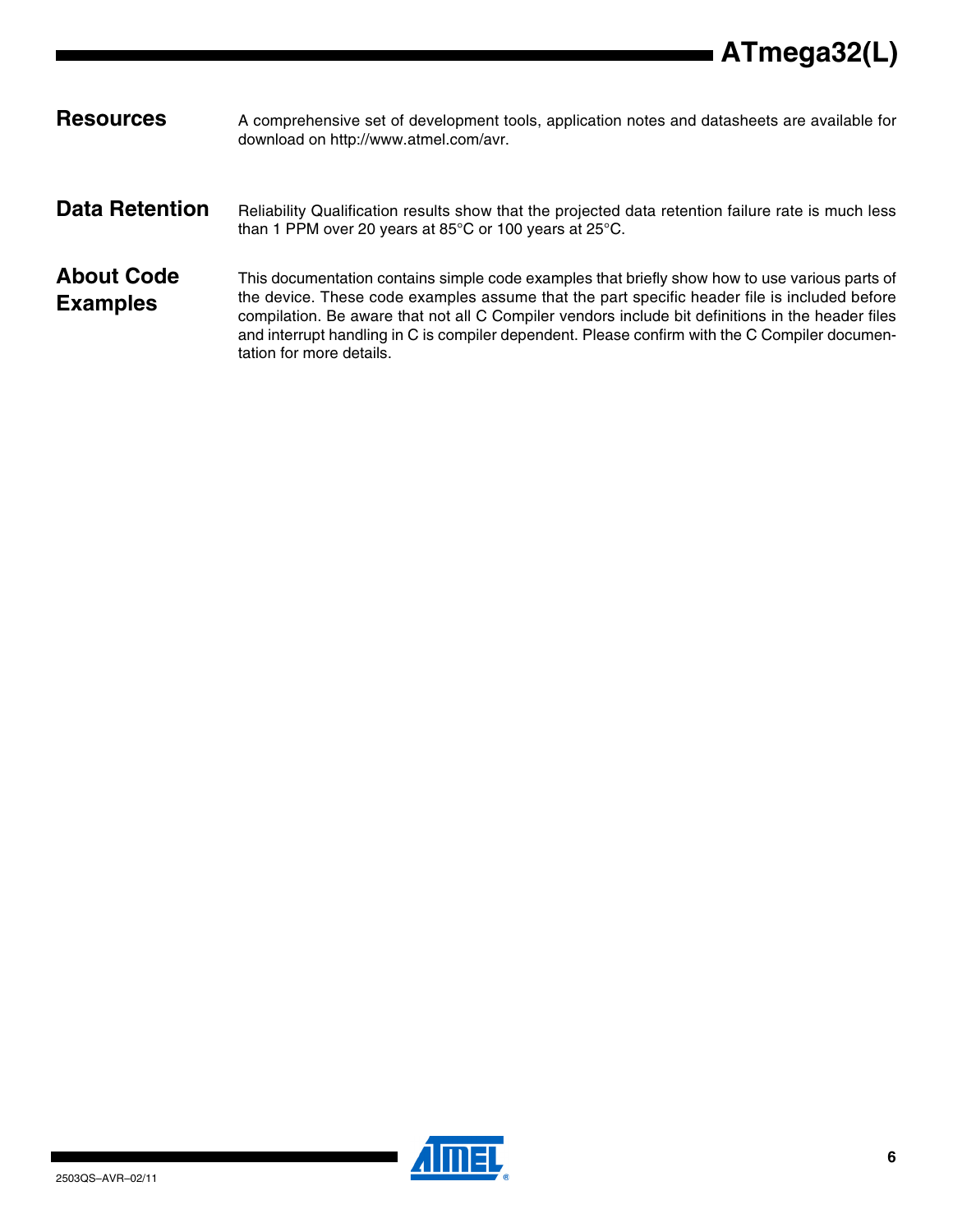## Resources

A comprehensive set of development tools, application notes and datasheets are available for download on http://www.atmel.com/avr.

## Data Retention

Reliability Qualification results show that the projected data retention failure rate is much less than 1 PPM over 20 years at 85°C or 100 years at 25°C.

## About Code Examples

This documentation contains simple code examples that briefly show how to use various parts of the device. These code examples assume that the part specific header file is included before compilation. Be aware that not all C Compiler vendors include bit definitions in the header files and interrupt handling in C is compiler dependent. Please confirm with the C Compiler documentation for more details.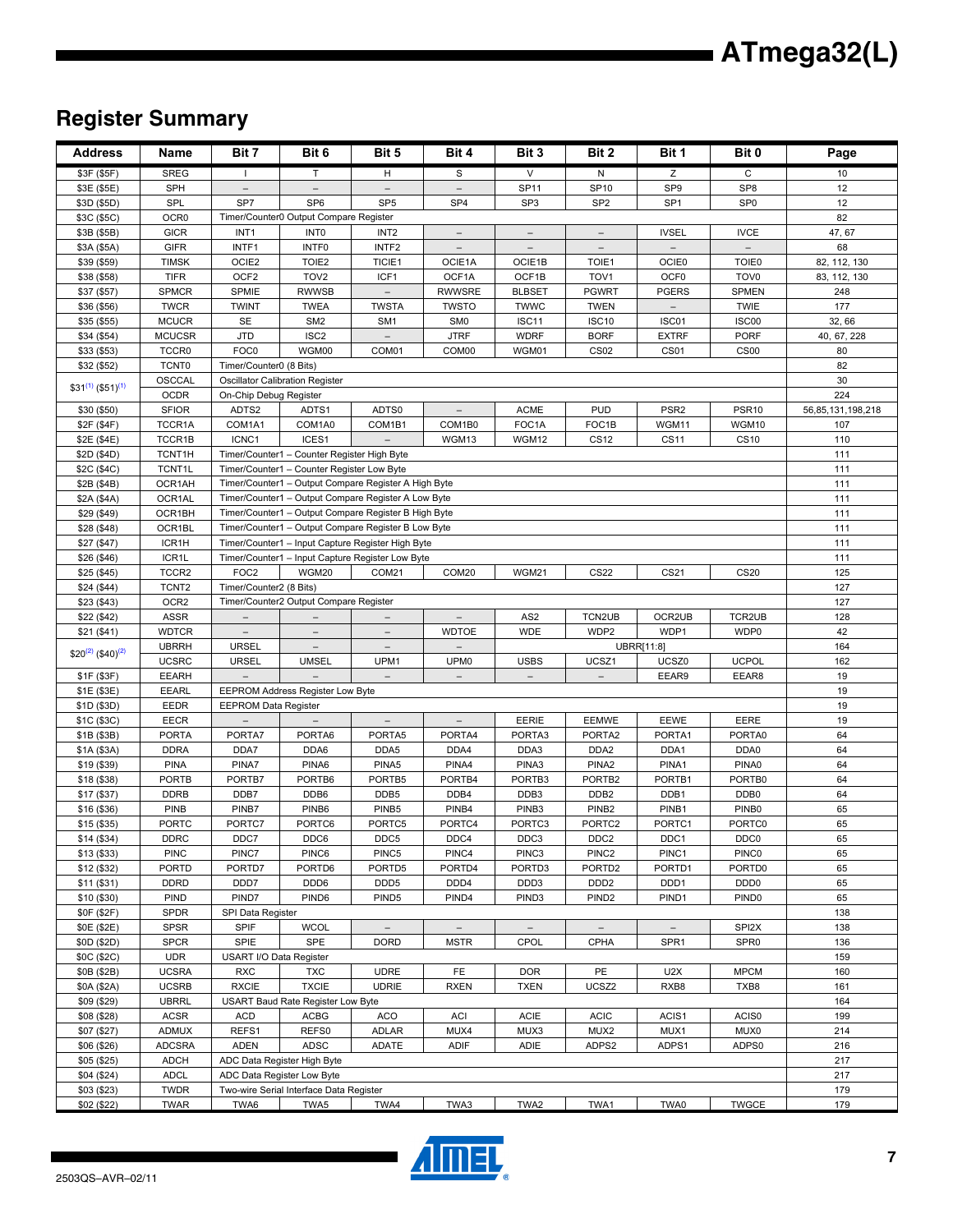## Register Summary

| Address | Name | Bit 7 | Bit 6 | Bit 5 | Bit 4 | Bit 3 | Bit 2 | Bit 1 | Bit 0 | Page |
|---|---|---|---|---|---|---|---|---|---|---|
| $3F ($5F) | SREG | I | T | H | S | V | N | Z | C | 10 |
| $3E ($5E) | SPH | – | – | – | – | SP11 | SP10 | SP9 | SP8 | 12 |
| $3D ($5D) | SPL | SP7 | SP6 | SP5 | SP4 | SP3 | SP2 | SP1 | SP0 | 12 |
| $3C ($5C) | OCR0 | Timer/Counter0 Output Compare Register | | | | | | | | 82 |
| $3B ($5B) | GICR | INT1 | INT0 | INT2 | – | – | – | IVSEL | IVCE | 47, 67 |
| $3A ($5A) | GIFR | INTF1 | INTF0 | INTF2 | – | – | – | – | – | 68 |
| $39 ($59) | TIMSK | OCIE2 | TOIE2 | TICIE1 | OCIE1A | OCIE1B | TOIE1 | OCIE0 | TOIE0 | 82, 112, 130 |
| $38 ($58) | TIFR | OCF2 | TOV2 | ICF1 | OCF1A | OCF1B | TOV1 | OCF0 | TOV0 | 83, 112, 130 |
| $37 ($57) | SPMCR | SPMIE | RWWSB | – | RWWSRE | BLBSET | PGWRT | PGERS | SPMEN | 248 |
| $36 ($56) | TWCR | TWINT | TWEA | TWSTA | TWSTO | TWWC | TWEN | – | TWIE | 177 |
| $35 ($55) | MCUCR | SE | SM2 | SM1 | SM0 | ISC11 | ISC10 | ISC01 | ISC00 | 32, 66 |
| $34 ($54) | MCUCSR | JTD | ISC2 | – | JTRF | WDRF | BORF | EXTRF | PORF | 40, 67, 228 |
| $33 ($53) | TCCR0 | FOC0 | WGM00 | COM01 | COM00 | WGM01 | CS02 | CS01 | CS00 | 80 |
| $32 ($52) | TCNT0 | Timer/Counter0 (8 Bits) | | | | | | | | 82 |
| $31[1] ($51)[1] | OSCCAL | Oscillator Calibration Register | | | | | | | | 30 |
| | OCDR | On-Chip Debug Register | | | | | | | | 224 |
| $30 ($50) | SFIOR | ADTS2 | ADTS1 | ADTS0 | – | ACME | PUD | PSR2 | PSR10 | 56,85,131,198,218 |
| $2F ($4F) | TCCR1A | COM1A1 | COM1A0 | COM1B1 | COM1B0 | FOC1A | FOC1B | WGM11 | WGM10 | 107 |
| $2E ($4E) | TCCR1B | ICNC1 | ICES1 | – | WGM13 | WGM12 | CS12 | CS11 | CS10 | 110 |
| $2D ($4D) | TCNT1H | Timer/Counter1 – Counter Register High Byte | | | | | | | | 111 |
| $2C ($4C) | TCNT1L | Timer/Counter1 – Counter Register Low Byte | | | | | | | | 111 |
| $2B ($4B) | OCR1AH | Timer/Counter1 – Output Compare Register A High Byte | | | | | | | | 111 |
| $2A ($4A) | OCR1AL | Timer/Counter1 – Output Compare Register A Low Byte | | | | | | | | 111 |
| $29 ($49) | OCR1BH | Timer/Counter1 – Output Compare Register B High Byte | | | | | | | | 111 |
| $28 ($48) | OCR1BL | Timer/Counter1 – Output Compare Register B Low Byte | | | | | | | | 111 |
| $27 ($47) | ICR1H | Timer/Counter1 – Input Capture Register High Byte | | | | | | | | 111 |
| $26 ($46) | ICR1L | Timer/Counter1 – Input Capture Register Low Byte | | | | | | | | 111 |
| $25 ($45) | TCCR2 | FOC2 | WGM20 | COM21 | COM20 | WGM21 | CS22 | CS21 | CS20 | 125 |
| $24 ($44) | TCNT2 | Timer/Counter2 (8 Bits) | | | | | | | | 127 |
| $23 ($43) | OCR2 | Timer/Counter2 Output Compare Register | | | | | | | | 127 |
| $22 ($42) | ASSR | – | – | – | – | AS2 | TCN2UB | OCR2UB | TCR2UB | 128 |
| $21 ($41) | WDTCR | – | – | – | WDTOE | WDE | WDP2 | WDP1 | WDP0 | 42 |
| $20[2] ($40)[2] | UBRRH | URSEL | – | – | – | UBRR[11:8] | | | | 164 |
| | UCSRC | URSEL | UMSEL | UPM1 | UPM0 | USBS | UCSZ1 | UCSZ0 | UCPOL | 162 |
| $1F ($3F) | EEARH | – | – | – | – | – | – | EEAR9 | EEAR8 | 19 |
| $1E ($3E) | EEARL | EEPROM Address Register Low Byte | | | | | | | | 19 |
| $1D ($3D) | EEDR | EEPROM Data Register | | | | | | | | 19 |
| $1C ($3C) | EECR | – | – | – | – | EERIE | EEMWE | EEWE | EERE | 19 |
| $1B ($3B) | PORTA | PORTA7 | PORTA6 | PORTA5 | PORTA4 | PORTA3 | PORTA2 | PORTA1 | PORTA0 | 64 |
| $1A ($3A) | DDRA | DDA7 | DDA6 | DDA5 | DDA4 | DDA3 | DDA2 | DDA1 | DDA0 | 64 |
| $19 ($39) | PINA | PINA7 | PINA6 | PINA5 | PINA4 | PINA3 | PINA2 | PINA1 | PINA0 | 64 |
| $18 ($38) | PORTB | PORTB7 | PORTB6 | PORTB5 | PORTB4 | PORTB3 | PORTB2 | PORTB1 | PORTB0 | 64 |
| $17 ($37) | DDRB | DDB7 | DDB6 | DDB5 | DDB4 | DDB3 | DDB2 | DDB1 | DDB0 | 64 |
| $16 ($36) | PINB | PINB7 | PINB6 | PINB5 | PINB4 | PINB3 | PINB2 | PINB1 | PINB0 | 65 |
| $15 ($35) | PORTC | PORTC7 | PORTC6 | PORTC5 | PORTC4 | PORTC3 | PORTC2 | PORTC1 | PORTC0 | 65 |
| $14 ($34) | DDRC | DDC7 | DDC6 | DDC5 | DDC4 | DDC3 | DDC2 | DDC1 | DDC0 | 65 |
| $13 ($33) | PINC | PINC7 | PINC6 | PINC5 | PINC4 | PINC3 | PINC2 | PINC1 | PINC0 | 65 |
| $12 ($32) | PORTD | PORTD7 | PORTD6 | PORTD5 | PORTD4 | PORTD3 | PORTD2 | PORTD1 | PORTD0 | 65 |
| $11 ($31) | DDRD | DDD7 | DDD6 | DDD5 | DDD4 | DDD3 | DDD2 | DDD1 | DDD0 | 65 |
| $10 ($30) | PIND | PIND7 | PIND6 | PIND5 | PIND4 | PIND3 | PIND2 | PIND1 | PIND0 | 65 |
| $0F ($2F) | SPDR | SPI Data Register | | | | | | | | 138 |
| $0E ($2E) | SPSR | SPIF | WCOL | – | – | – | – | – | SPI2X | 138 |
| $0D ($2D) | SPCR | SPIE | SPE | DORD | MSTR | CPOL | CPHA | SPR1 | SPR0 | 136 |
| $0C ($2C) | UDR | USART I/O Data Register | | | | | | | | 159 |
| $0B ($2B) | UCSRA | RXC | TXC | UDRE | FE | DOR | PE | U2X | MPCM | 160 |
| $0A ($2A) | UCSRB | RXCIE | TXCIE | UDRIE | RXEN | TXEN | UCSZ2 | RXB8 | TXB8 | 161 |
| $09 ($29) | UBRRL | USART Baud Rate Register Low Byte | | | | | | | | 164 |
| $08 ($28) | ACSR | ACD | ACBG | ACO | ACI | ACIE | ACIC | ACIS1 | ACIS0 | 199 |
| $07 ($27) | ADMUX | REFS1 | REFS0 | ADLAR | MUX4 | MUX3 | MUX2 | MUX1 | MUX0 | 214 |
| $06 ($26) | ADCSRA | ADEN | ADSC | ADATE | ADIF | ADIE | ADPS2 | ADPS1 | ADPS0 | 216 |
| $05 ($25) | ADCH | ADC Data Register High Byte | | | | | | | | 217 |
| $04 ($24) | ADCL | ADC Data Register Low Byte | | | | | | | | 217 |
| $03 ($23) | TWDR | Two-wire Serial Interface Data Register | | | | | | | | 179 |
| $02 ($22) | TWAR | TWA6 | TWA5 | TWA4 | TWA3 | TWA2 | TWA1 | TWA0 | TWGCE | 179 |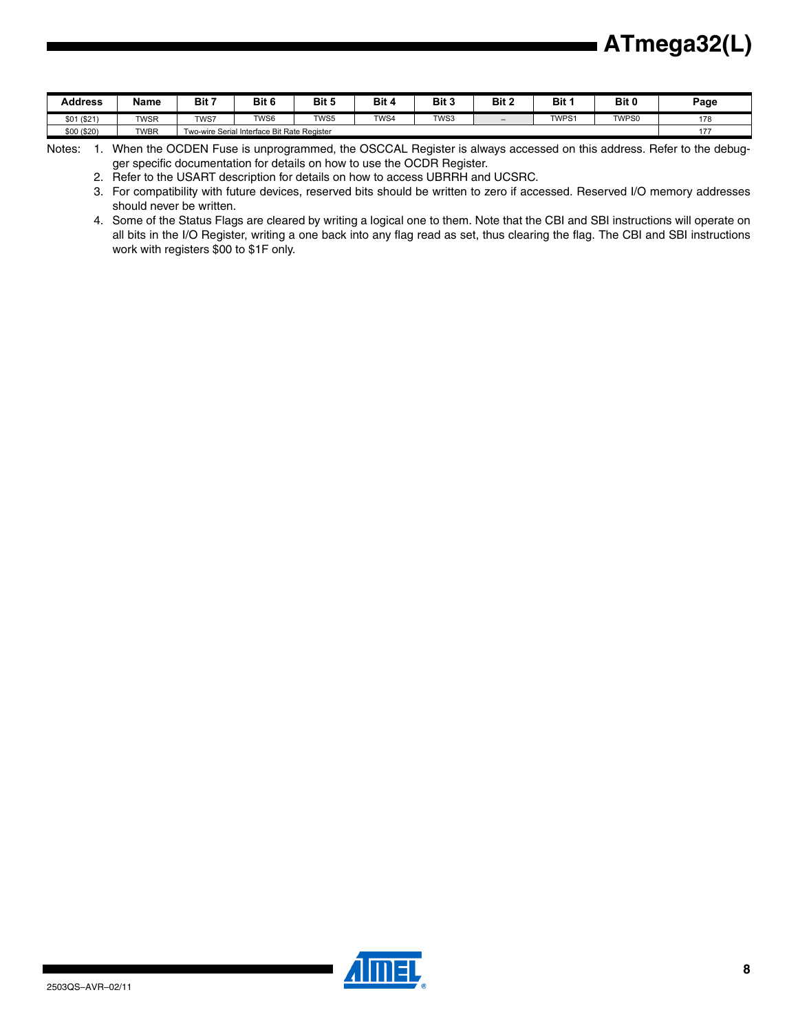| Address | Name | Bit 7 | Bit 6 | Bit 5 | Bit 4 | Bit 3 | Bit 2 | Bit 1 | Bit 0 | Page |
|---|---|---|---|---|---|---|---|---|---|---|
| $01 ($21) | TWSR | TWS7 | TWS6 | TWS5 | TWS4 | TWS3 | – | TWPS1 | TWPS0 | 178 |
| $00 ($20) | TWBR | Two-wire Serial Interface Bit Rate Register | | | | | | | | 177 |

Notes:
1. When the OCDEN Fuse is unprogrammed, the OSCCAL Register is always accessed on this address. Refer to the debugger specific documentation for details on how to use the OCDR Register.
2. Refer to the USART description for details on how to access UBRRH and UCSRC.
3. For compatibility with future devices, reserved bits should be written to zero if accessed. Reserved I/O memory addresses should never be written.
4. Some of the Status Flags are cleared by writing a logical one to them. Note that the CBI and SBI instructions will operate on all bits in the I/O Register, writing a one back into any flag read as set, thus clearing the flag. The CBI and SBI instructions work with registers $00 to $1F only.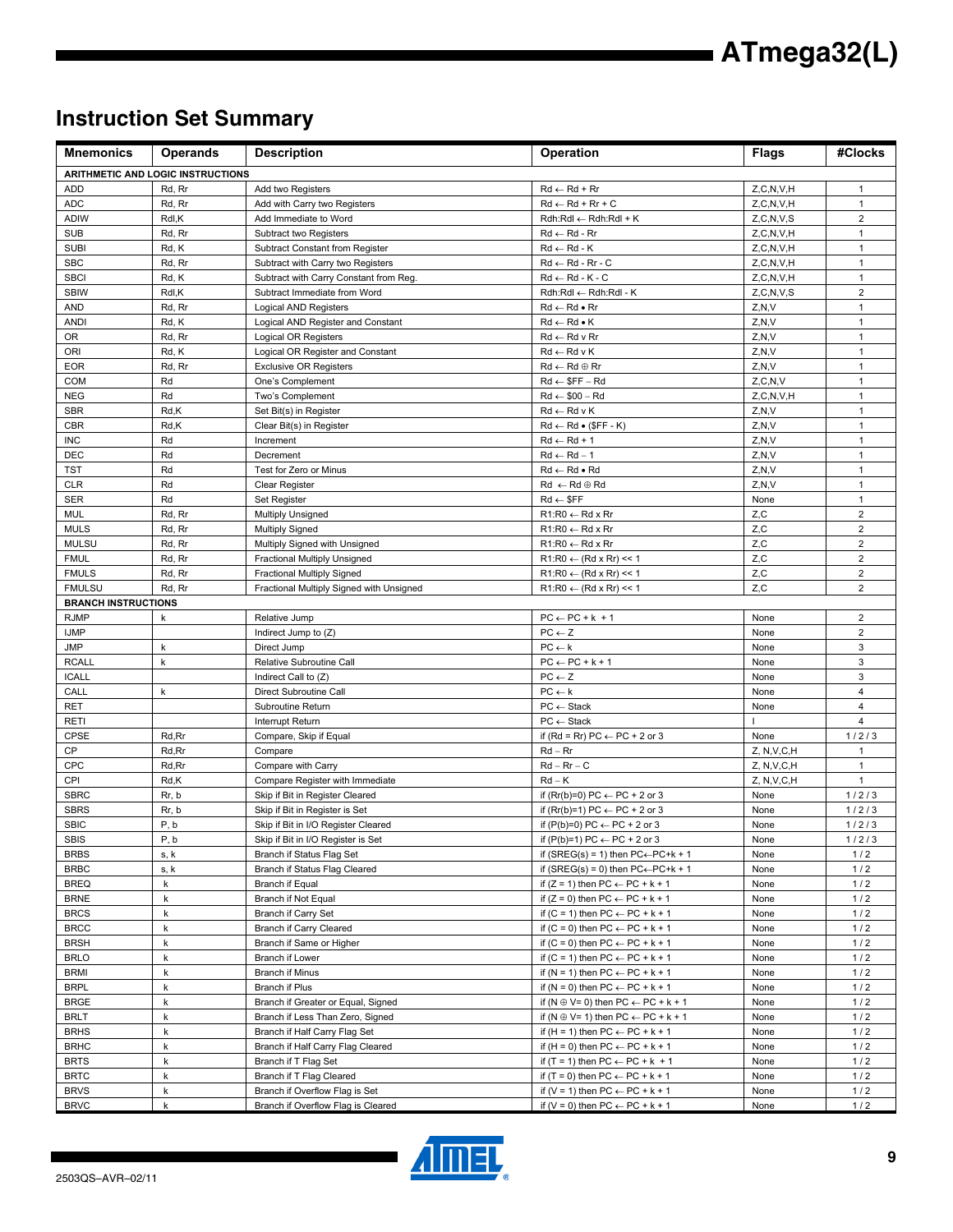## Instruction Set Summary

| Mnemonics | Operands | Description | Operation | Flags | #Clocks |
|---|---|---|---|---|---|
| **ARITHMETIC AND LOGIC INSTRUCTIONS** | | | | | |
| ADD | Rd, Rr | Add two Registers | Rd ← Rd + Rr | Z,C,N,V,H | 1 |
| ADC | Rd, Rr | Add with Carry two Registers | Rd ← Rd + Rr + C | Z,C,N,V,H | 1 |
| ADIW | Rdl,K | Add Immediate to Word | Rdh:Rdl ← Rdh:Rdl + K | Z,C,N,V,S | 2 |
| SUB | Rd, Rr | Subtract two Registers | Rd ← Rd - Rr | Z,C,N,V,H | 1 |
| SUBI | Rd, K | Subtract Constant from Register | Rd ← Rd - K | Z,C,N,V,H | 1 |
| SBC | Rd, Rr | Subtract with Carry two Registers | Rd ← Rd - Rr - C | Z,C,N,V,H | 1 |
| SBCI | Rd, K | Subtract with Carry Constant from Reg. | Rd ← Rd - K - C | Z,C,N,V,H | 1 |
| SBIW | Rdl,K | Subtract Immediate from Word | Rdh:Rdl ← Rdh:Rdl - K | Z,C,N,V,S | 2 |
| AND | Rd, Rr | Logical AND Registers | Rd ← Rd • Rr | Z,N,V | 1 |
| ANDI | Rd, K | Logical AND Register and Constant | Rd ← Rd • K | Z,N,V | 1 |
| OR | Rd, Rr | Logical OR Registers | Rd ← Rd v Rr | Z,N,V | 1 |
| ORI | Rd, K | Logical OR Register and Constant | Rd ← Rd v K | Z,N,V | 1 |
| EOR | Rd, Rr | Exclusive OR Registers | Rd ← Rd ⊕ Rr | Z,N,V | 1 |
| COM | Rd | One's Complement | Rd ← $FF − Rd | Z,C,N,V | 1 |
| NEG | Rd | Two's Complement | Rd ← $00 − Rd | Z,C,N,V,H | 1 |
| SBR | Rd,K | Set Bit(s) in Register | Rd ← Rd v K | Z,N,V | 1 |
| CBR | Rd,K | Clear Bit(s) in Register | Rd ← Rd • ($FF - K) | Z,N,V | 1 |
| INC | Rd | Increment | Rd ← Rd + 1 | Z,N,V | 1 |
| DEC | Rd | Decrement | Rd ← Rd − 1 | Z,N,V | 1 |
| TST | Rd | Test for Zero or Minus | Rd ← Rd • Rd | Z,N,V | 1 |
| CLR | Rd | Clear Register | Rd ← Rd ⊕ Rd | Z,N,V | 1 |
| SER | Rd | Set Register | Rd ← $FF | None | 1 |
| MUL | Rd, Rr | Multiply Unsigned | R1:R0 ← Rd x Rr | Z,C | 2 |
| MULS | Rd, Rr | Multiply Signed | R1:R0 ← Rd x Rr | Z,C | 2 |
| MULSU | Rd, Rr | Multiply Signed with Unsigned | R1:R0 ← Rd x Rr | Z,C | 2 |
| FMUL | Rd, Rr | Fractional Multiply Unsigned | R1:R0 ← (Rd x Rr) << 1 | Z,C | 2 |
| FMULS | Rd, Rr | Fractional Multiply Signed | R1:R0 ← (Rd x Rr) << 1 | Z,C | 2 |
| FMULSU | Rd, Rr | Fractional Multiply Signed with Unsigned | R1:R0 ← (Rd x Rr) << 1 | Z,C | 2 |
| **BRANCH INSTRUCTIONS** | | | | | |
| RJMP | k | Relative Jump | PC ← PC + k + 1 | None | 2 |
| IJMP | | Indirect Jump to (Z) | PC ← Z | None | 2 |
| JMP | k | Direct Jump | PC ← k | None | 3 |
| RCALL | k | Relative Subroutine Call | PC ← PC + k + 1 | None | 3 |
| ICALL | | Indirect Call to (Z) | PC ← Z | None | 3 |
| CALL | k | Direct Subroutine Call | PC ← k | None | 4 |
| RET | | Subroutine Return | PC ← Stack | None | 4 |
| RETI | | Interrupt Return | PC ← Stack | I | 4 |
| CPSE | Rd,Rr | Compare, Skip if Equal | if (Rd = Rr) PC ← PC + 2 or 3 | None | 1 / 2 / 3 |
| CP | Rd,Rr | Compare | Rd − Rr | Z, N,V,C,H | 1 |
| CPC | Rd,Rr | Compare with Carry | Rd − Rr − C | Z, N,V,C,H | 1 |
| CPI | Rd,K | Compare Register with Immediate | Rd − K | Z, N,V,C,H | 1 |
| SBRC | Rr, b | Skip if Bit in Register Cleared | if (Rr(b)=0) PC ← PC + 2 or 3 | None | 1 / 2 / 3 |
| SBRS | Rr, b | Skip if Bit in Register is Set | if (Rr(b)=1) PC ← PC + 2 or 3 | None | 1 / 2 / 3 |
| SBIC | P, b | Skip if Bit in I/O Register Cleared | if (P(b)=0) PC ← PC + 2 or 3 | None | 1 / 2 / 3 |
| SBIS | P, b | Skip if Bit in I/O Register is Set | if (P(b)=1) PC ← PC + 2 or 3 | None | 1 / 2 / 3 |
| BRBS | s, k | Branch if Status Flag Set | if (SREG(s) = 1) then PC←PC+k + 1 | None | 1 / 2 |
| BRBC | s, k | Branch if Status Flag Cleared | if (SREG(s) = 0) then PC←PC+k + 1 | None | 1 / 2 |
| BREQ | k | Branch if Equal | if (Z = 1) then PC ← PC + k + 1 | None | 1 / 2 |
| BRNE | k | Branch if Not Equal | if (Z = 0) then PC ← PC + k + 1 | None | 1 / 2 |
| BRCS | k | Branch if Carry Set | if (C = 1) then PC ← PC + k + 1 | None | 1 / 2 |
| BRCC | k | Branch if Carry Cleared | if (C = 0) then PC ← PC + k + 1 | None | 1 / 2 |
| BRSH | k | Branch if Same or Higher | if (C = 0) then PC ← PC + k + 1 | None | 1 / 2 |
| BRLO | k | Branch if Lower | if (C = 1) then PC ← PC + k + 1 | None | 1 / 2 |
| BRMI | k | Branch if Minus | if (N = 1) then PC ← PC + k + 1 | None | 1 / 2 |
| BRPL | k | Branch if Plus | if (N = 0) then PC ← PC + k + 1 | None | 1 / 2 |
| BRGE | k | Branch if Greater or Equal, Signed | if (N ⊕ V= 0) then PC ← PC + k + 1 | None | 1 / 2 |
| BRLT | k | Branch if Less Than Zero, Signed | if (N ⊕ V= 1) then PC ← PC + k + 1 | None | 1 / 2 |
| BRHS | k | Branch if Half Carry Flag Set | if (H = 1) then PC ← PC + k + 1 | None | 1 / 2 |
| BRHC | k | Branch if Half Carry Flag Cleared | if (H = 0) then PC ← PC + k + 1 | None | 1 / 2 |
| BRTS | k | Branch if T Flag Set | if (T = 1) then PC ← PC + k + 1 | None | 1 / 2 |
| BRTC | k | Branch if T Flag Cleared | if (T = 0) then PC ← PC + k + 1 | None | 1 / 2 |
| BRVS | k | Branch if Overflow Flag is Set | if (V = 1) then PC ← PC + k + 1 | None | 1 / 2 |
| BRVC | k | Branch if Overflow Flag is Cleared | if (V = 0) then PC ← PC + k + 1 | None | 1 / 2 |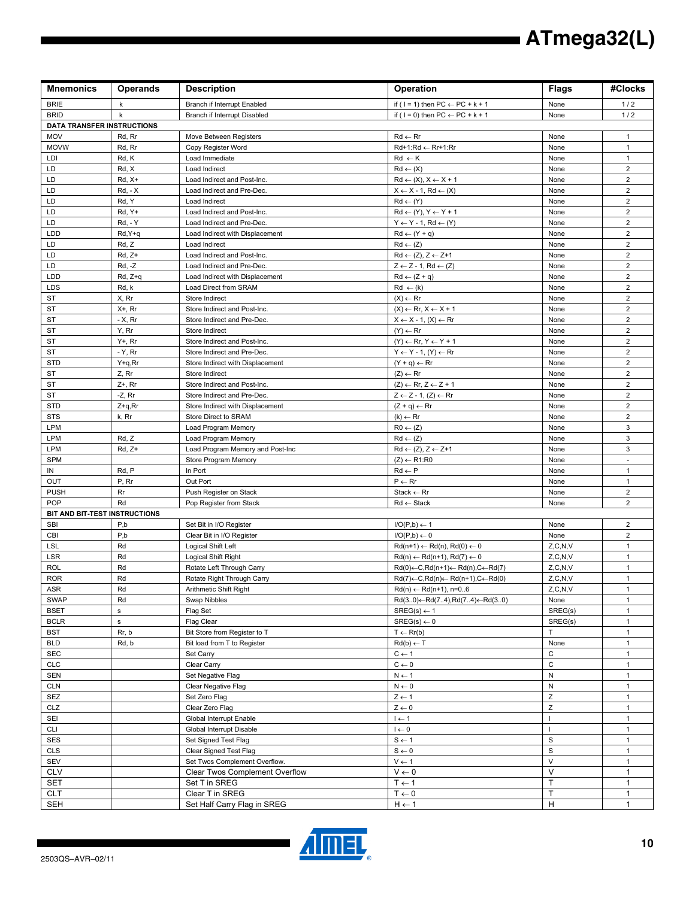| Mnemonics | Operands | Description | Operation | Flags | #Clocks |
|---|---|---|---|---|---|
| BRIE | k | Branch if Interrupt Enabled | if ( I = 1) then PC ← PC + k + 1 | None | 1 / 2 |
| BRID | k | Branch if Interrupt Disabled | if ( I = 0) then PC ← PC + k + 1 | None | 1 / 2 |
| **DATA TRANSFER INSTRUCTIONS** | | | | | |
| MOV | Rd, Rr | Move Between Registers | Rd ← Rr | None | 1 |
| MOVW | Rd, Rr | Copy Register Word | Rd+1:Rd ← Rr+1:Rr | None | 1 |
| LDI | Rd, K | Load Immediate | Rd ← K | None | 1 |
| LD | Rd, X | Load Indirect | Rd ← (X) | None | 2 |
| LD | Rd, X+ | Load Indirect and Post-Inc. | Rd ← (X), X ← X + 1 | None | 2 |
| LD | Rd, - X | Load Indirect and Pre-Dec. | X ← X - 1, Rd ← (X) | None | 2 |
| LD | Rd, Y | Load Indirect | Rd ← (Y) | None | 2 |
| LD | Rd, Y+ | Load Indirect and Post-Inc. | Rd ← (Y), Y ← Y + 1 | None | 2 |
| LD | Rd, - Y | Load Indirect and Pre-Dec. | Y ← Y - 1, Rd ← (Y) | None | 2 |
| LDD | Rd,Y+q | Load Indirect with Displacement | Rd ← (Y + q) | None | 2 |
| LD | Rd, Z | Load Indirect | Rd ← (Z) | None | 2 |
| LD | Rd, Z+ | Load Indirect and Post-Inc. | Rd ← (Z), Z ← Z+1 | None | 2 |
| LD | Rd, -Z | Load Indirect and Pre-Dec. | Z ← Z - 1, Rd ← (Z) | None | 2 |
| LDD | Rd, Z+q | Load Indirect with Displacement | Rd ← (Z + q) | None | 2 |
| LDS | Rd, k | Load Direct from SRAM | Rd ← (k) | None | 2 |
| ST | X, Rr | Store Indirect | (X) ← Rr | None | 2 |
| ST | X+, Rr | Store Indirect and Post-Inc. | (X) ← Rr, X ← X + 1 | None | 2 |
| ST | - X, Rr | Store Indirect and Pre-Dec. | X ← X - 1, (X) ← Rr | None | 2 |
| ST | Y, Rr | Store Indirect | (Y) ← Rr | None | 2 |
| ST | Y+, Rr | Store Indirect and Post-Inc. | (Y) ← Rr, Y ← Y + 1 | None | 2 |
| ST | - Y, Rr | Store Indirect and Pre-Dec. | Y ← Y - 1, (Y) ← Rr | None | 2 |
| STD | Y+q,Rr | Store Indirect with Displacement | (Y + q) ← Rr | None | 2 |
| ST | Z, Rr | Store Indirect | (Z) ← Rr | None | 2 |
| ST | Z+, Rr | Store Indirect and Post-Inc. | (Z) ← Rr, Z ← Z + 1 | None | 2 |
| ST | -Z, Rr | Store Indirect and Pre-Dec. | Z ← Z - 1, (Z) ← Rr | None | 2 |
| STD | Z+q,Rr | Store Indirect with Displacement | (Z + q) ← Rr | None | 2 |
| STS | k, Rr | Store Direct to SRAM | (k) ← Rr | None | 2 |
| LPM | | Load Program Memory | R0 ← (Z) | None | 3 |
| LPM | Rd, Z | Load Program Memory | Rd ← (Z) | None | 3 |
| LPM | Rd, Z+ | Load Program Memory and Post-Inc | Rd ← (Z), Z ← Z+1 | None | 3 |
| SPM | | Store Program Memory | (Z) ← R1:R0 | None | - |
| IN | Rd, P | In Port | Rd ← P | None | 1 |
| OUT | P, Rr | Out Port | P ← Rr | None | 1 |
| PUSH | Rr | Push Register on Stack | Stack ← Rr | None | 2 |
| POP | Rd | Pop Register from Stack | Rd ← Stack | None | 2 |
| **BIT AND BIT-TEST INSTRUCTIONS** | | | | | |
| SBI | P,b | Set Bit in I/O Register | I/O(P,b) ← 1 | None | 2 |
| CBI | P,b | Clear Bit in I/O Register | I/O(P,b) ← 0 | None | 2 |
| LSL | Rd | Logical Shift Left | Rd(n+1) ← Rd(n), Rd(0) ← 0 | Z,C,N,V | 1 |
| LSR | Rd | Logical Shift Right | Rd(n) ← Rd(n+1), Rd(7) ← 0 | Z,C,N,V | 1 |
| ROL | Rd | Rotate Left Through Carry | Rd(0)←C,Rd(n+1)← Rd(n),C←Rd(7) | Z,C,N,V | 1 |
| ROR | Rd | Rotate Right Through Carry | Rd(7)←C,Rd(n)← Rd(n+1),C←Rd(0) | Z,C,N,V | 1 |
| ASR | Rd | Arithmetic Shift Right | Rd(n) ← Rd(n+1), n=0..6 | Z,C,N,V | 1 |
| SWAP | Rd | Swap Nibbles | Rd(3..0)←Rd(7..4),Rd(7..4)←Rd(3..0) | None | 1 |
| BSET | s | Flag Set | SREG(s) ← 1 | SREG(s) | 1 |
| BCLR | s | Flag Clear | SREG(s) ← 0 | SREG(s) | 1 |
| BST | Rr, b | Bit Store from Register to T | T ← Rr(b) | T | 1 |
| BLD | Rd, b | Bit load from T to Register | Rd(b) ← T | None | 1 |
| SEC | | Set Carry | C ← 1 | C | 1 |
| CLC | | Clear Carry | C ← 0 | C | 1 |
| SEN | | Set Negative Flag | N ← 1 | N | 1 |
| CLN | | Clear Negative Flag | N ← 0 | N | 1 |
| SEZ | | Set Zero Flag | Z ← 1 | Z | 1 |
| CLZ | | Clear Zero Flag | Z ← 0 | Z | 1 |
| SEI | | Global Interrupt Enable | I ← 1 | I | 1 |
| CLI | | Global Interrupt Disable | I ← 0 | I | 1 |
| SES | | Set Signed Test Flag | S ← 1 | S | 1 |
| CLS | | Clear Signed Test Flag | S ← 0 | S | 1 |
| SEV | | Set Twos Complement Overflow. | V ← 1 | V | 1 |
| CLV | | Clear Twos Complement Overflow | V ← 0 | V | 1 |
| SET | | Set T in SREG | T ← 1 | T | 1 |
| CLT | | Clear T in SREG | T ← 0 | T | 1 |
| SEH | | Set Half Carry Flag in SREG | H ← 1 | H | 1 |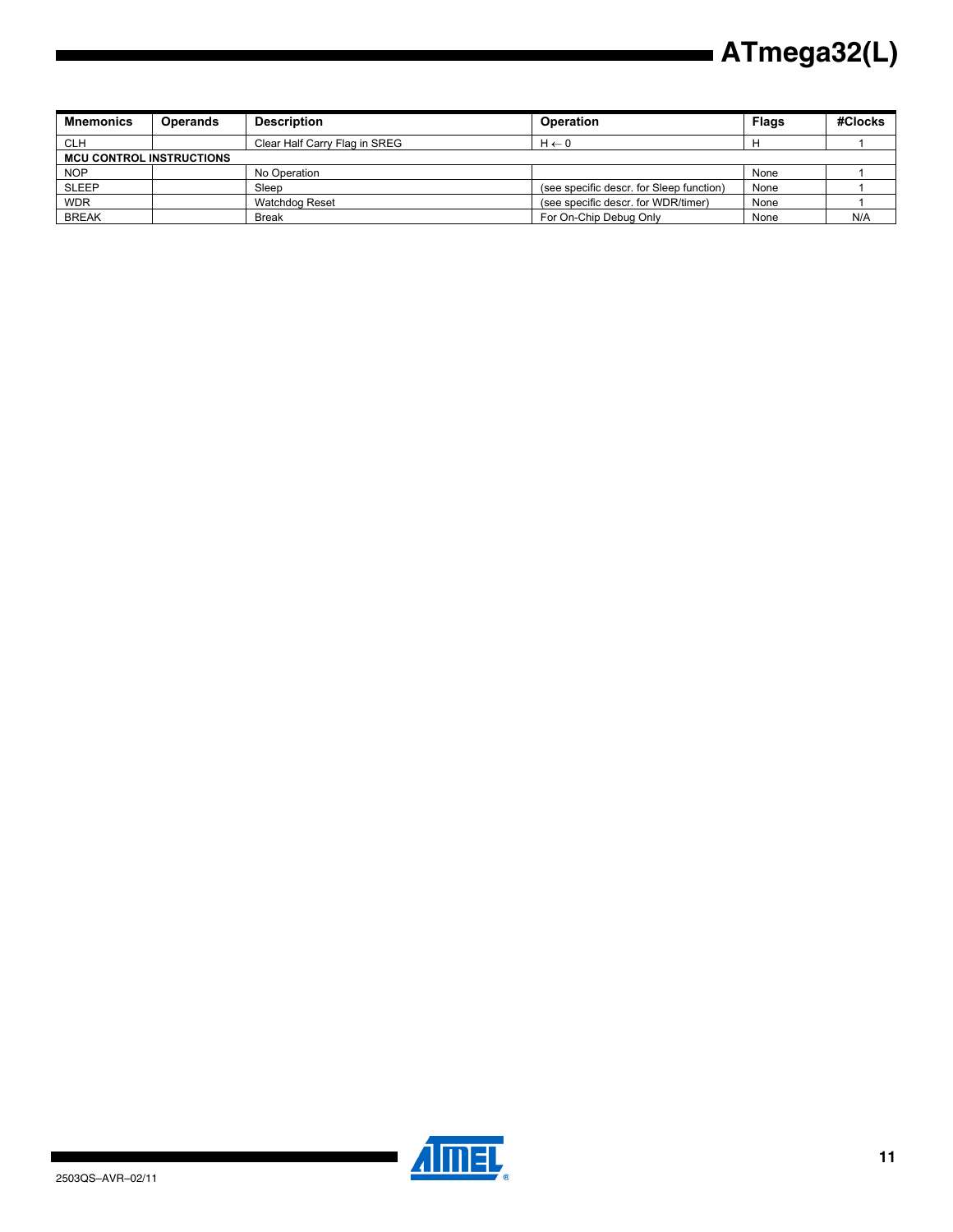| Mnemonics | Operands | Description | Operation | Flags | #Clocks |
|---|---|---|---|---|---|
| CLH | | Clear Half Carry Flag in SREG | $H \leftarrow 0$ | H | 1 |
| **MCU CONTROL INSTRUCTIONS** | | | | | |
| NOP | | No Operation | | None | 1 |
| SLEEP | | Sleep | (see specific descr. for Sleep function) | None | 1 |
| WDR | | Watchdog Reset | (see specific descr. for WDR/timer) | None | 1 |
| BREAK | | Break | For On-Chip Debug Only | None | N/A |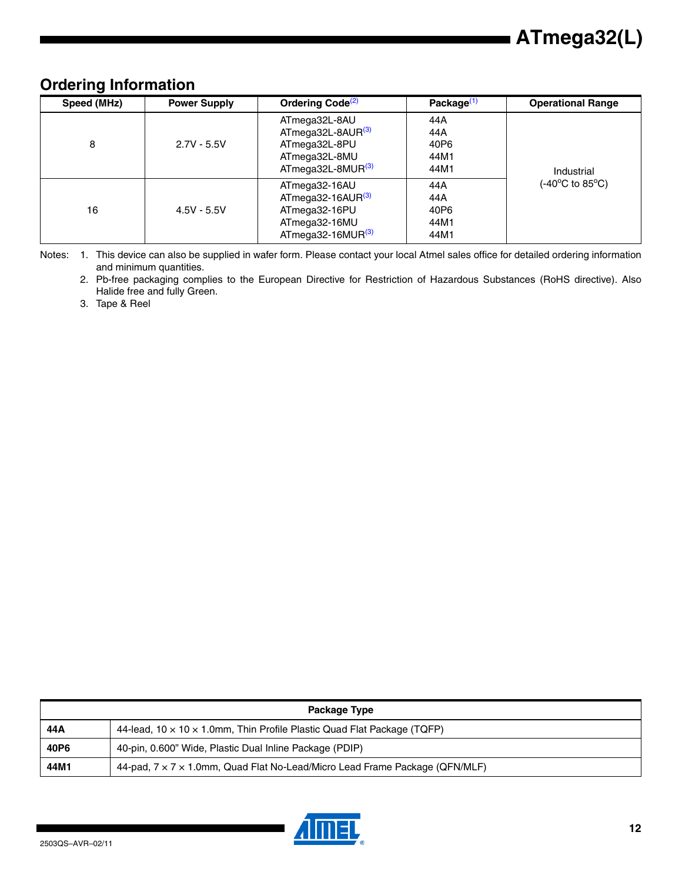## Ordering Information

| Speed (MHz) | Power Supply | Ordering Code[(2)] | Package[(1)] | Operational Range |
|---|---|---|---|---|
| 8 | 2.7V - 5.5V | ATmega32L-8AU | 44A | Industrial (-40°C to 85°C) |
| | | ATmega32L-8AUR[(3)] | 44A | |
| | | ATmega32L-8PU | 40P6 | |
| | | ATmega32L-8MU | 44M1 | |
| | | ATmega32L-8MUR[(3)] | 44M1 | |
| 16 | 4.5V - 5.5V | ATmega32-16AU | 44A | |
| | | ATmega32-16AUR[(3)] | 44A | |
| | | ATmega32-16PU | 40P6 | |
| | | ATmega32-16MU | 44M1 | |
| | | ATmega32-16MUR[(3)] | 44M1 | |

Notes:
1. This device can also be supplied in wafer form. Please contact your local Atmel sales office for detailed ordering information and minimum quantities.
2. Pb-free packaging complies to the European Directive for Restriction of Hazardous Substances (RoHS directive). Also Halide free and fully Green.
3. Tape & Reel

| Package Type | |
|---|---|
| **44A** | 44-lead, 10 × 10 × 1.0mm, Thin Profile Plastic Quad Flat Package (TQFP) |
| **40P6** | 40-pin, 0.600" Wide, Plastic Dual Inline Package (PDIP) |
| **44M1** | 44-pad, 7 × 7 × 1.0mm, Quad Flat No-Lead/Micro Lead Frame Package (QFN/MLF) |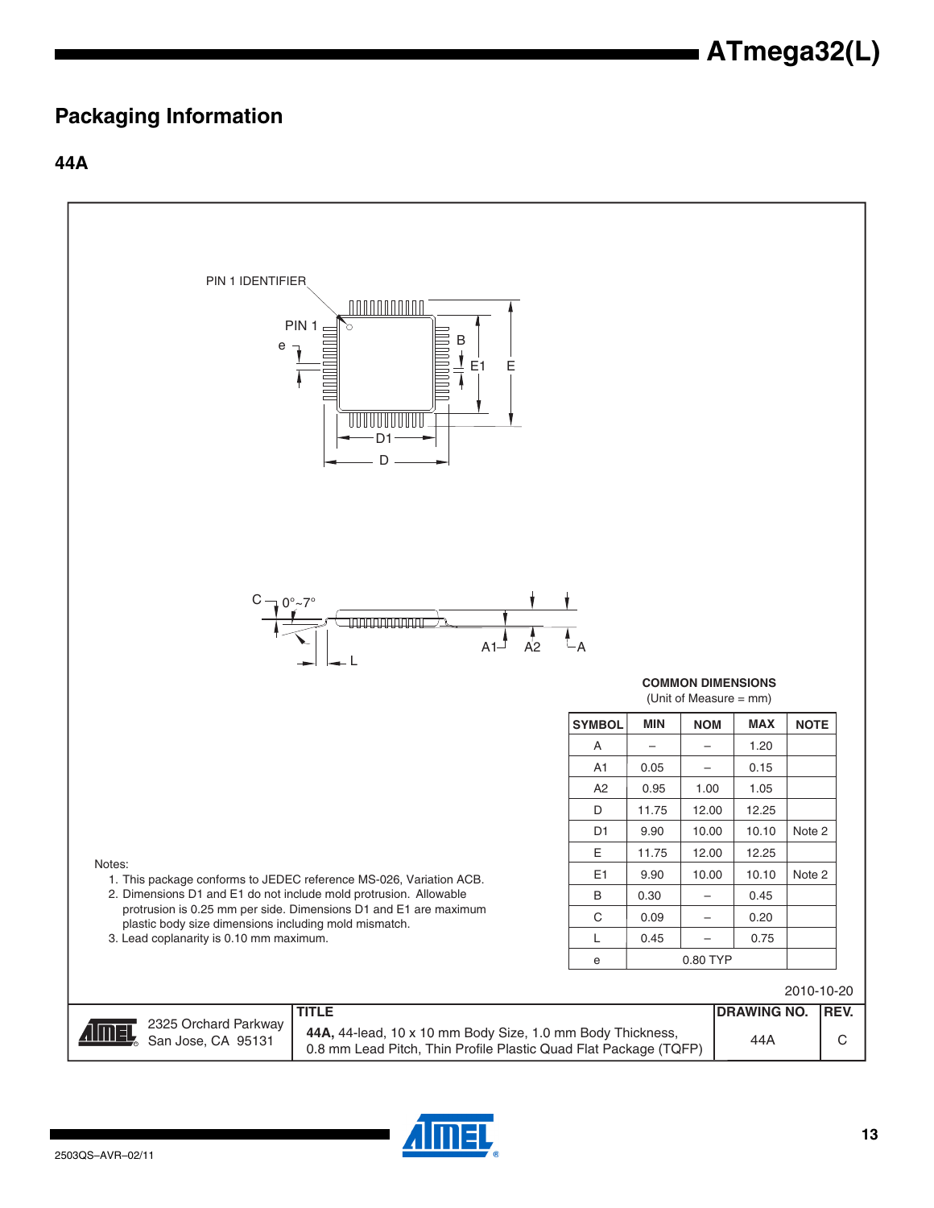## Packaging Information

### 44A

PIN 1 IDENTIFIER

PIN 1

e

B

E1

E

D1

D

C

0°~7°

L

A1

A2

A

**COMMON DIMENSIONS**
(Unit of Measure = mm)

| SYMBOL | MIN | NOM | MAX | NOTE |
|---|---|---|---|---|
| A | – | – | 1.20 | |
| A1 | 0.05 | – | 0.15 | |
| A2 | 0.95 | 1.00 | 1.05 | |
| D | 11.75 | 12.00 | 12.25 | |
| D1 | 9.90 | 10.00 | 10.10 | Note 2 |
| E | 11.75 | 12.00 | 12.25 | |
| E1 | 9.90 | 10.00 | 10.10 | Note 2 |
| B | 0.30 | – | 0.45 | |
| C | 0.09 | – | 0.20 | |
| L | 0.45 | – | 0.75 | |
| e | | 0.80 TYP | | |

Notes:
1. This package conforms to JEDEC reference MS-026, Variation ACB.
2. Dimensions D1 and E1 do not include mold protrusion. Allowable protrusion is 0.25 mm per side. Dimensions D1 and E1 are maximum plastic body size dimensions including mold mismatch.
3. Lead coplanarity is 0.10 mm maximum.

2010-10-20

| | TITLE | DRAWING NO. | REV. |
|---|---|---|---|
| 2325 Orchard Parkway San Jose, CA 95131 | **44A,** 44-lead, 10 x 10 mm Body Size, 1.0 mm Body Thickness, 0.8 mm Lead Pitch, Thin Profile Plastic Quad Flat Package (TQFP) | 44A | C |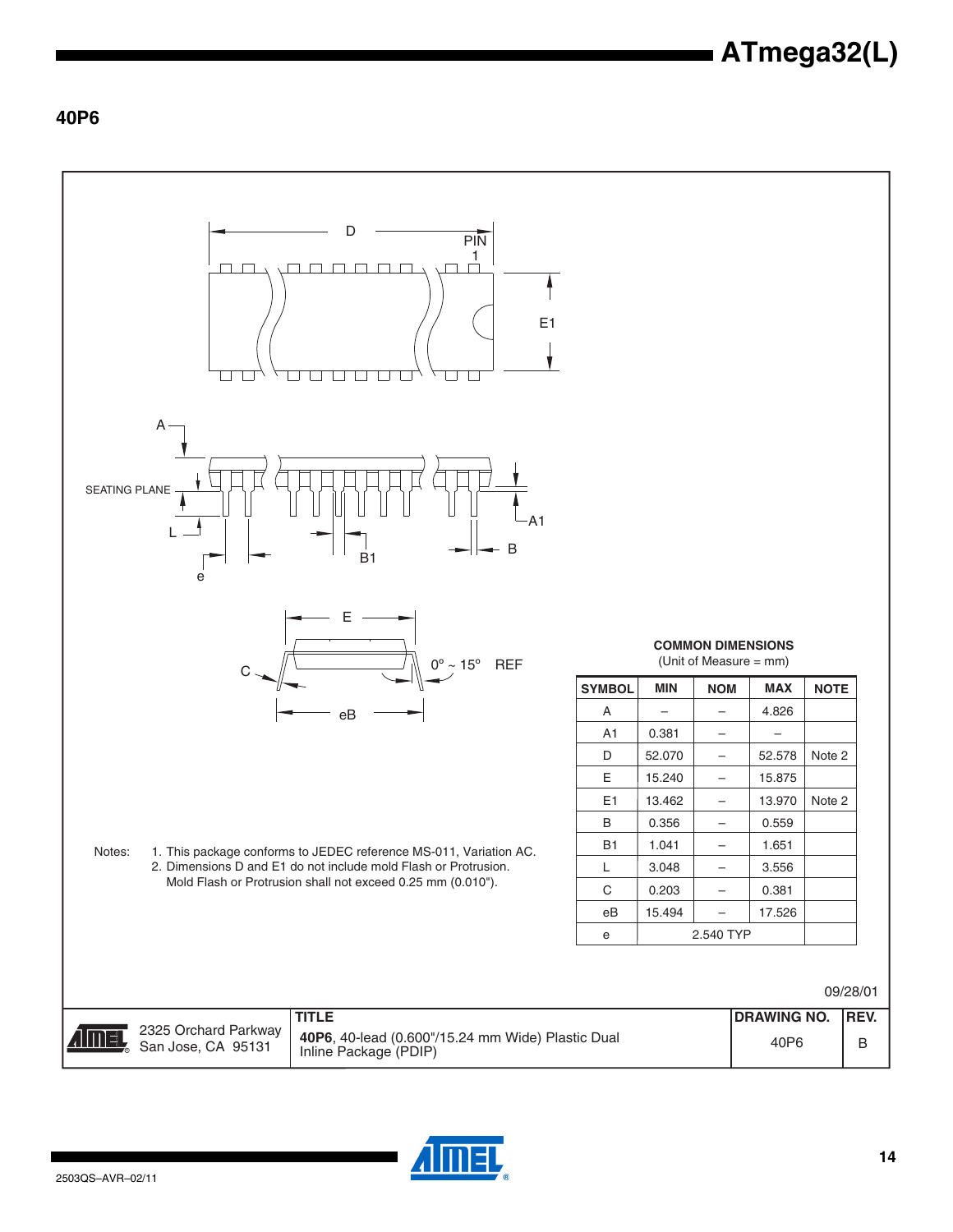## 40P6

D

PIN 1

E1

A

SEATING PLANE

L

e

B1

A1

B

E

C

0º ~ 15º REF

eB

**COMMON DIMENSIONS**
(Unit of Measure = mm)

| SYMBOL | MIN | NOM | MAX | NOTE |
|---|---|---|---|---|
| A | – | – | 4.826 | |
| A1 | 0.381 | – | – | |
| D | 52.070 | – | 52.578 | Note 2 |
| E | 15.240 | – | 15.875 | |
| E1 | 13.462 | – | 13.970 | Note 2 |
| B | 0.356 | – | 0.559 | |
| B1 | 1.041 | – | 1.651 | |
| L | 3.048 | – | 3.556 | |
| C | 0.203 | – | 0.381 | |
| eB | 15.494 | – | 17.526 | |
| e | 2.540 TYP | | | |

Notes:
1. This package conforms to JEDEC reference MS-011, Variation AC.
2. Dimensions D and E1 do not include mold Flash or Protrusion. Mold Flash or Protrusion shall not exceed 0.25 mm (0.010").

09/28/01

| 2325 Orchard Parkway San Jose, CA 95131 | TITLE **40P6**, 40-lead (0.600"/15.24 mm Wide) Plastic Dual Inline Package (PDIP) | DRAWING NO. 40P6 | REV. B |
|---|---|---|---|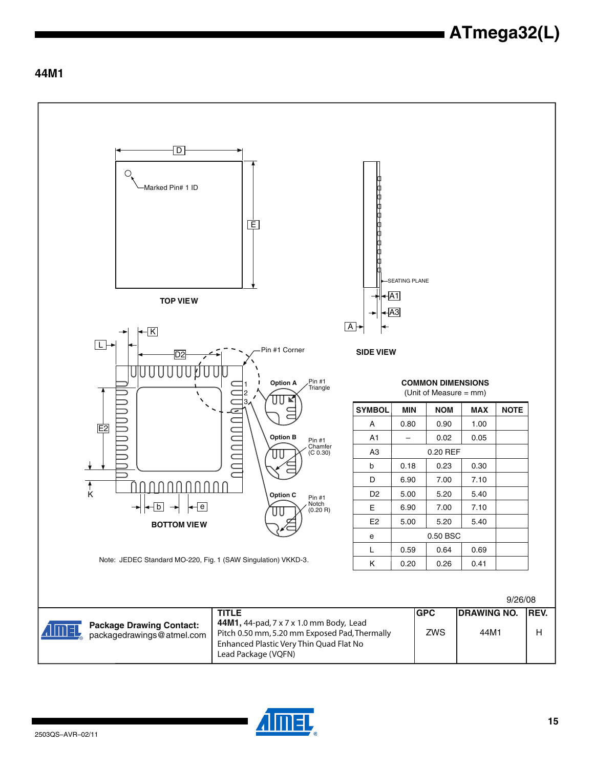## 44M1

TOP VIEW

Marked Pin# 1 ID

SIDE VIEW

SEATING PLANE

BOTTOM VIEW

Pin #1 Corner

Option A — Pin #1 Triangle

Option B — Pin #1 Chamfer (C 0.30)

Option C — Pin #1 Notch (0.20 R)

Note: JEDEC Standard MO-220, Fig. 1 (SAW Singulation) VKKD-3.

**COMMON DIMENSIONS**
(Unit of Measure = mm)

| SYMBOL | MIN | NOM | MAX | NOTE |
|---|---|---|---|---|
| A | 0.80 | 0.90 | 1.00 | |
| A1 | – | 0.02 | 0.05 | |
| A3 | | 0.20 REF | | |
| b | 0.18 | 0.23 | 0.30 | |
| D | 6.90 | 7.00 | 7.10 | |
| D2 | 5.00 | 5.20 | 5.40 | |
| E | 6.90 | 7.00 | 7.10 | |
| E2 | 5.00 | 5.20 | 5.40 | |
| e | | 0.50 BSC | | |
| L | 0.59 | 0.64 | 0.69 | |
| K | 0.20 | 0.26 | 0.41 | |

9/26/08

| Package Drawing Contact: packagedrawings@atmel.com | TITLE **44M1,** 44-pad, 7 x 7 x 1.0 mm Body, Lead Pitch 0.50 mm, 5.20 mm Exposed Pad, Thermally Enhanced Plastic Very Thin Quad Flat No Lead Package (VQFN) | GPC | DRAWING NO. | REV. |
|---|---|---|---|---|
| | | ZWS | 44M1 | H |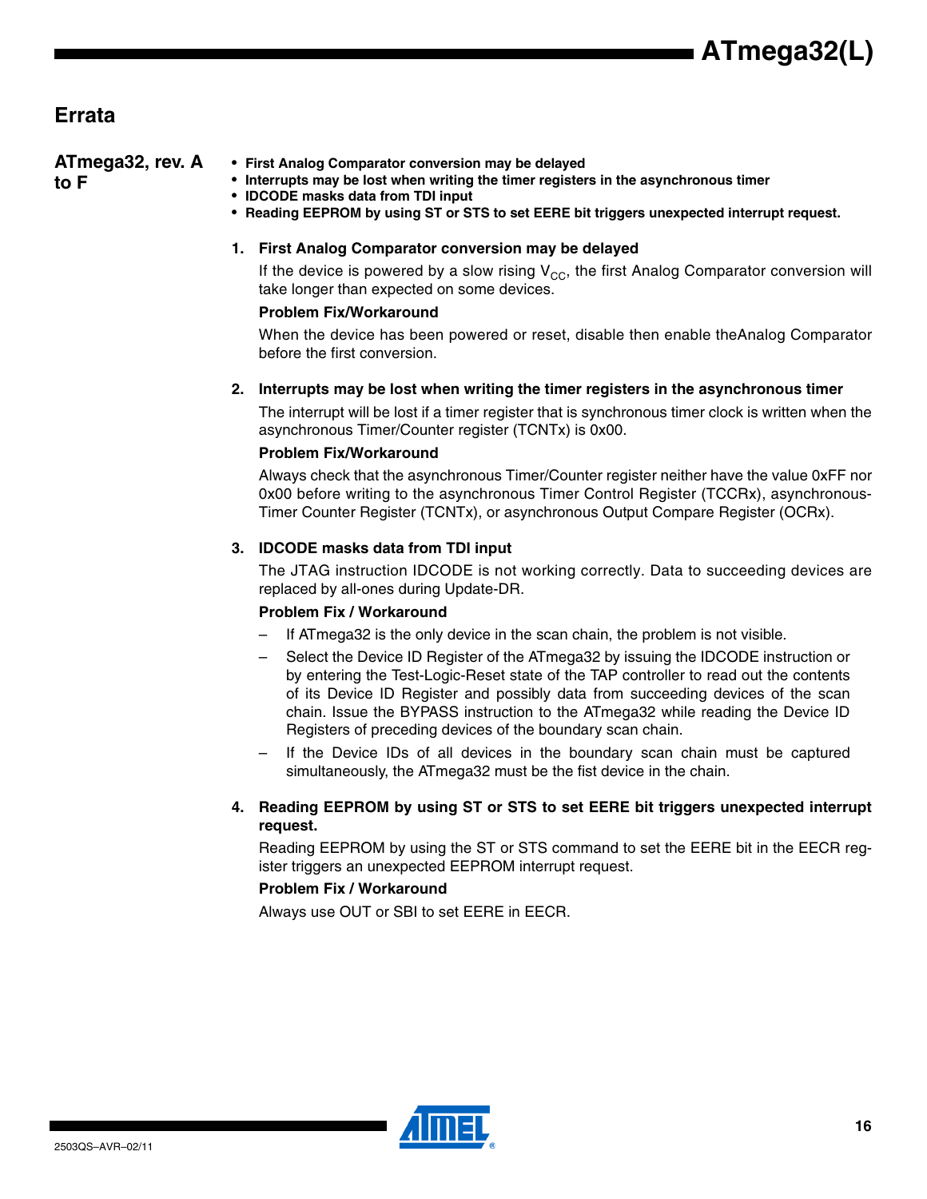## Errata

### ATmega32, rev. A to F

- **First Analog Comparator conversion may be delayed**
- **Interrupts may be lost when writing the timer registers in the asynchronous timer**
- **IDCODE masks data from TDI input**
- **Reading EEPROM by using ST or STS to set EERE bit triggers unexpected interrupt request.**

**1. First Analog Comparator conversion may be delayed**

If the device is powered by a slow rising $V_{CC}$, the first Analog Comparator conversion will take longer than expected on some devices.

**Problem Fix/Workaround**

When the device has been powered or reset, disable then enable theAnalog Comparator before the first conversion.

**2. Interrupts may be lost when writing the timer registers in the asynchronous timer**

The interrupt will be lost if a timer register that is synchronous timer clock is written when the asynchronous Timer/Counter register (TCNTx) is 0x00.

**Problem Fix/Workaround**

Always check that the asynchronous Timer/Counter register neither have the value 0xFF nor 0x00 before writing to the asynchronous Timer Control Register (TCCRx), asynchronous-Timer Counter Register (TCNTx), or asynchronous Output Compare Register (OCRx).

**3. IDCODE masks data from TDI input**

The JTAG instruction IDCODE is not working correctly. Data to succeeding devices are replaced by all-ones during Update-DR.

**Problem Fix / Workaround**

- If ATmega32 is the only device in the scan chain, the problem is not visible.
- Select the Device ID Register of the ATmega32 by issuing the IDCODE instruction or by entering the Test-Logic-Reset state of the TAP controller to read out the contents of its Device ID Register and possibly data from succeeding devices of the scan chain. Issue the BYPASS instruction to the ATmega32 while reading the Device ID Registers of preceding devices of the boundary scan chain.
- If the Device IDs of all devices in the boundary scan chain must be captured simultaneously, the ATmega32 must be the fist device in the chain.

**4. Reading EEPROM by using ST or STS to set EERE bit triggers unexpected interrupt request.**

Reading EEPROM by using the ST or STS command to set the EERE bit in the EECR register triggers an unexpected EEPROM interrupt request.

**Problem Fix / Workaround**

Always use OUT or SBI to set EERE in EECR.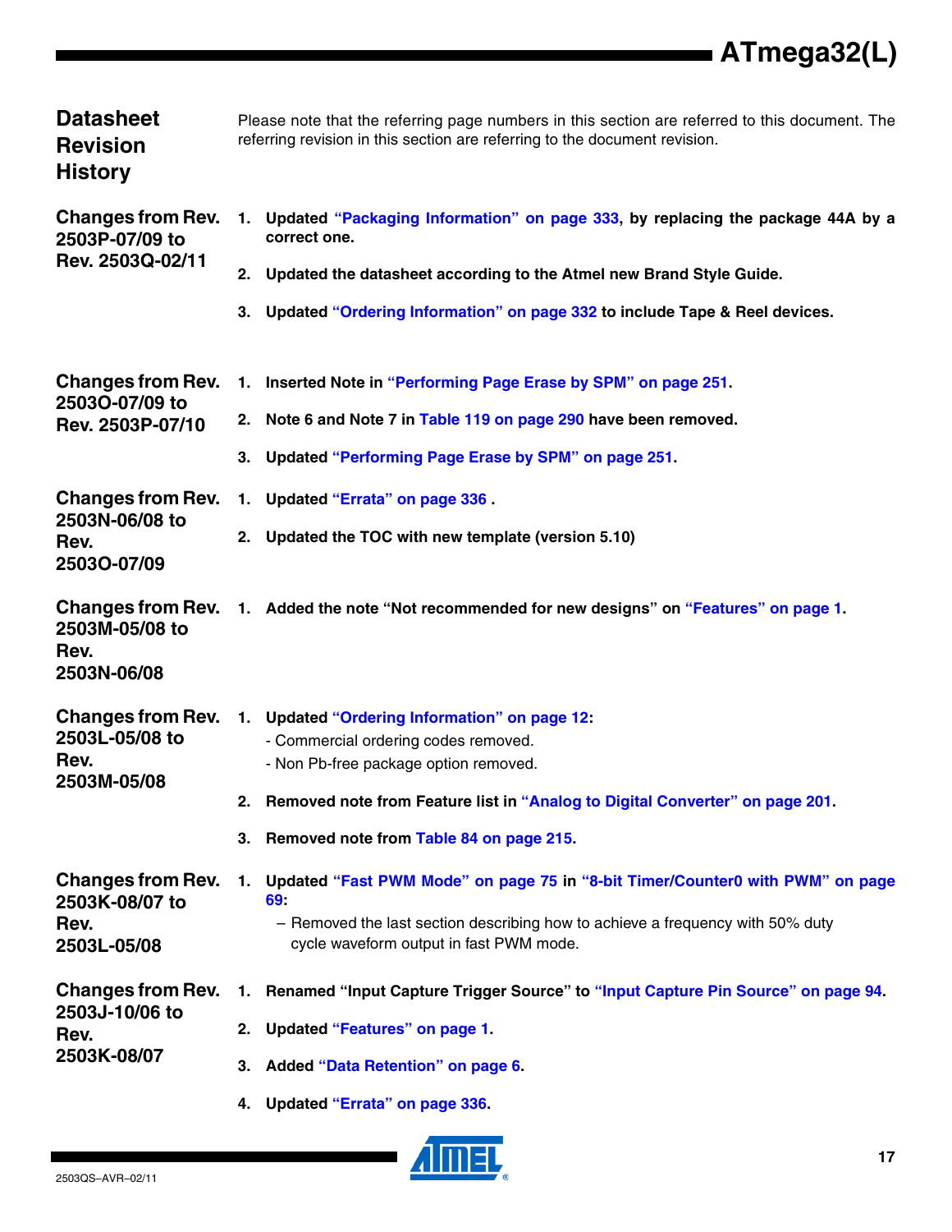## Datasheet Revision History

Please note that the referring page numbers in this section are referred to this document. The referring revision in this section are referring to the document revision.

### Changes from Rev. 2503P-07/09 to Rev. 2503Q-02/11

1. **Updated "Packaging Information" on page 333, by replacing the package 44A by a correct one.**
2. **Updated the datasheet according to the Atmel new Brand Style Guide.**
3. **Updated "Ordering Information" on page 332 to include Tape & Reel devices.**

### Changes from Rev. 2503O-07/09 to Rev. 2503P-07/10

1. **Inserted Note in "Performing Page Erase by SPM" on page 251.**
2. **Note 6 and Note 7 in Table 119 on page 290 have been removed.**
3. **Updated "Performing Page Erase by SPM" on page 251.**

### Changes from Rev. 2503N-06/08 to Rev. 2503O-07/09

1. **Updated "Errata" on page 336 .**
2. **Updated the TOC with new template (version 5.10)**

### Changes from Rev. 2503M-05/08 to Rev. 2503N-06/08

1. **Added the note "Not recommended for new designs" on "Features" on page 1.**

### Changes from Rev. 2503L-05/08 to Rev. 2503M-05/08

1. **Updated "Ordering Information" on page 12:**
   - Commercial ordering codes removed.
   - Non Pb-free package option removed.
2. **Removed note from Feature list in "Analog to Digital Converter" on page 201.**
3. **Removed note from Table 84 on page 215.**

### Changes from Rev. 2503K-08/07 to Rev. 2503L-05/08

1. **Updated "Fast PWM Mode" on page 75 in "8-bit Timer/Counter0 with PWM" on page 69:**
   – Removed the last section describing how to achieve a frequency with 50% duty cycle waveform output in fast PWM mode.

### Changes from Rev. 2503J-10/06 to Rev. 2503K-08/07

1. **Renamed "Input Capture Trigger Source" to "Input Capture Pin Source" on page 94.**
2. **Updated "Features" on page 1.**
3. **Added "Data Retention" on page 6.**
4. **Updated "Errata" on page 336.**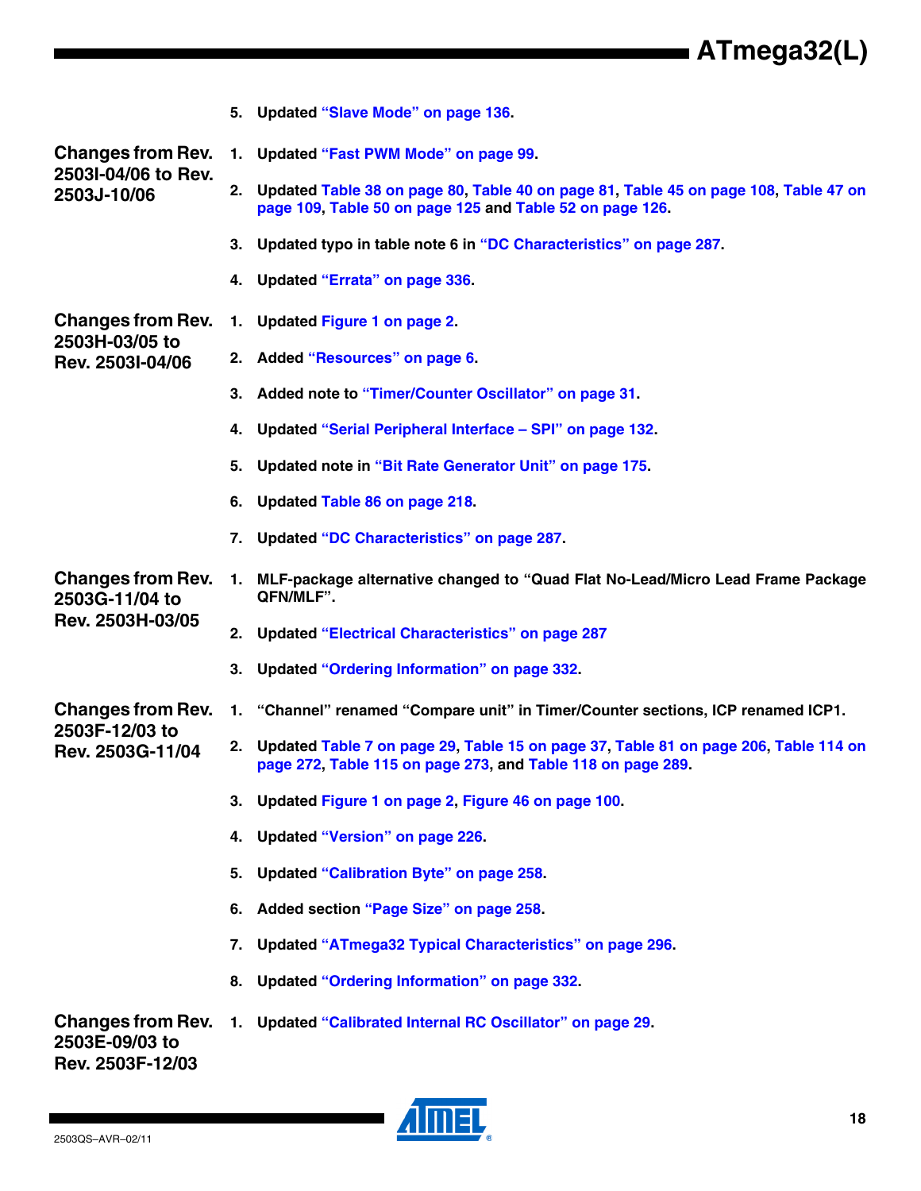5. Updated "Slave Mode" on page 136.

### Changes from Rev. 2503I-04/06 to Rev. 2503J-10/06

1. Updated "Fast PWM Mode" on page 99.
2. Updated Table 38 on page 80, Table 40 on page 81, Table 45 on page 108, Table 47 on page 109, Table 50 on page 125 and Table 52 on page 126.
3. Updated typo in table note 6 in "DC Characteristics" on page 287.
4. Updated "Errata" on page 336.

### Changes from Rev. 2503H-03/05 to Rev. 2503I-04/06

1. Updated Figure 1 on page 2.
2. Added "Resources" on page 6.
3. Added note to "Timer/Counter Oscillator" on page 31.
4. Updated "Serial Peripheral Interface – SPI" on page 132.
5. Updated note in "Bit Rate Generator Unit" on page 175.
6. Updated Table 86 on page 218.
7. Updated "DC Characteristics" on page 287.

### Changes from Rev. 2503G-11/04 to Rev. 2503H-03/05

1. MLF-package alternative changed to "Quad Flat No-Lead/Micro Lead Frame Package QFN/MLF".
2. Updated "Electrical Characteristics" on page 287
3. Updated "Ordering Information" on page 332.

### Changes from Rev. 2503F-12/03 to Rev. 2503G-11/04

1. "Channel" renamed "Compare unit" in Timer/Counter sections, ICP renamed ICP1.
2. Updated Table 7 on page 29, Table 15 on page 37, Table 81 on page 206, Table 114 on page 272, Table 115 on page 273, and Table 118 on page 289.
3. Updated Figure 1 on page 2, Figure 46 on page 100.
4. Updated "Version" on page 226.
5. Updated "Calibration Byte" on page 258.
6. Added section "Page Size" on page 258.
7. Updated "ATmega32 Typical Characteristics" on page 296.
8. Updated "Ordering Information" on page 332.

### Changes from Rev. 2503E-09/03 to Rev. 2503F-12/03

1. Updated "Calibrated Internal RC Oscillator" on page 29.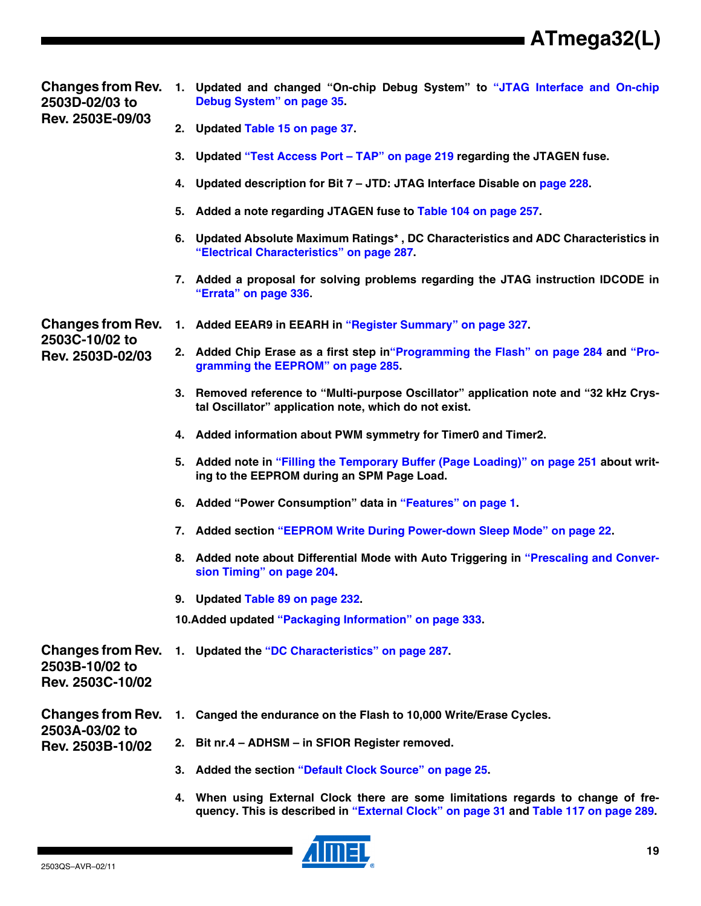## Changes from Rev. 2503D-02/03 to Rev. 2503E-09/03

1. Updated and changed "On-chip Debug System" to "JTAG Interface and On-chip Debug System" on page 35.
2. Updated Table 15 on page 37.
3. Updated "Test Access Port – TAP" on page 219 regarding the JTAGEN fuse.
4. Updated description for Bit 7 – JTD: JTAG Interface Disable on page 228.
5. Added a note regarding JTAGEN fuse to Table 104 on page 257.
6. Updated Absolute Maximum Ratings* , DC Characteristics and ADC Characteristics in "Electrical Characteristics" on page 287.
7. Added a proposal for solving problems regarding the JTAG instruction IDCODE in "Errata" on page 336.

## Changes from Rev. 2503C-10/02 to Rev. 2503D-02/03

1. Added EEAR9 in EEARH in "Register Summary" on page 327.
2. Added Chip Erase as a first step in"Programming the Flash" on page 284 and "Programming the EEPROM" on page 285.
3. Removed reference to "Multi-purpose Oscillator" application note and "32 kHz Crystal Oscillator" application note, which do not exist.
4. Added information about PWM symmetry for Timer0 and Timer2.
5. Added note in "Filling the Temporary Buffer (Page Loading)" on page 251 about writing to the EEPROM during an SPM Page Load.
6. Added "Power Consumption" data in "Features" on page 1.
7. Added section "EEPROM Write During Power-down Sleep Mode" on page 22.
8. Added note about Differential Mode with Auto Triggering in "Prescaling and Conversion Timing" on page 204.
9. Updated Table 89 on page 232.
10. Added updated "Packaging Information" on page 333.

## Changes from Rev. 2503B-10/02 to Rev. 2503C-10/02

1. Updated the "DC Characteristics" on page 287.

## Changes from Rev. 2503A-03/02 to Rev. 2503B-10/02

1. Canged the endurance on the Flash to 10,000 Write/Erase Cycles.
2. Bit nr.4 – ADHSM – in SFIOR Register removed.
3. Added the section "Default Clock Source" on page 25.
4. When using External Clock there are some limitations regards to change of frequency. This is described in "External Clock" on page 31 and Table 117 on page 289.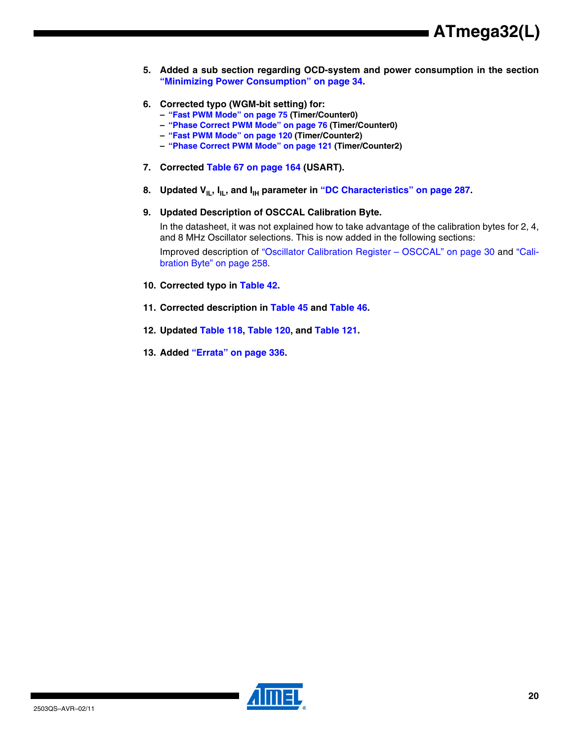5. **Added a sub section regarding OCD-system and power consumption in the section "Minimizing Power Consumption" on page 34.**

6. **Corrected typo (WGM-bit setting) for:**
   - **"Fast PWM Mode" on page 75 (Timer/Counter0)**
   - **"Phase Correct PWM Mode" on page 76 (Timer/Counter0)**
   - **"Fast PWM Mode" on page 120 (Timer/Counter2)**
   - **"Phase Correct PWM Mode" on page 121 (Timer/Counter2)**

7. **Corrected Table 67 on page 164 (USART).**

8. **Updated $V_{IL}$, $I_{IL}$, and $I_{IH}$ parameter in "DC Characteristics" on page 287.**

9. **Updated Description of OSCCAL Calibration Byte.**

   In the datasheet, it was not explained how to take advantage of the calibration bytes for 2, 4, and 8 MHz Oscillator selections. This is now added in the following sections:

   Improved description of "Oscillator Calibration Register – OSCCAL" on page 30 and "Calibration Byte" on page 258.

10. **Corrected typo in Table 42.**

11. **Corrected description in Table 45 and Table 46.**

12. **Updated Table 118, Table 120, and Table 121.**

13. **Added "Errata" on page 336.**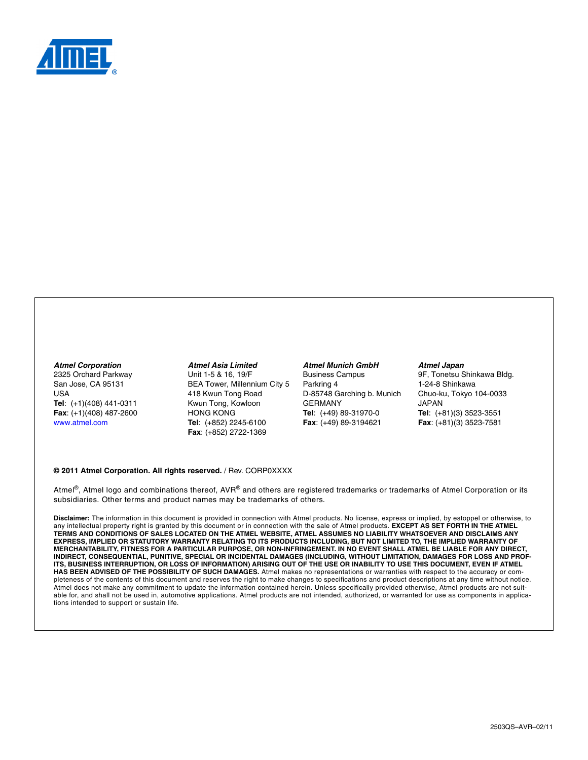***Atmel Corporation***
2325 Orchard Parkway
San Jose, CA 95131
USA
**Tel**: (+1)(408) 441-0311
**Fax**: (+1)(408) 487-2600
www.atmel.com

***Atmel Asia Limited***
Unit 1-5 & 16, 19/F
BEA Tower, Millennium City 5
418 Kwun Tong Road
Kwun Tong, Kowloon
HONG KONG
**Tel**: (+852) 2245-6100
**Fax**: (+852) 2722-1369

***Atmel Munich GmbH***
Business Campus
Parkring 4
D-85748 Garching b. Munich
GERMANY
**Tel**: (+49) 89-31970-0
**Fax**: (+49) 89-3194621

***Atmel Japan***
9F, Tonetsu Shinkawa Bldg.
1-24-8 Shinkawa
Chuo-ku, Tokyo 104-0033
JAPAN
**Tel**: (+81)(3) 3523-3551
**Fax**: (+81)(3) 3523-7581

**© 2011 Atmel Corporation. All rights reserved.** / Rev. CORP0XXXX

Atmel®, Atmel logo and combinations thereof, AVR® and others are registered trademarks or trademarks of Atmel Corporation or its subsidiaries. Other terms and product names may be trademarks of others.

**Disclaimer:** The information in this document is provided in connection with Atmel products. No license, express or implied, by estoppel or otherwise, to any intellectual property right is granted by this document or in connection with the sale of Atmel products. **EXCEPT AS SET FORTH IN THE ATMEL TERMS AND CONDITIONS OF SALES LOCATED ON THE ATMEL WEBSITE, ATMEL ASSUMES NO LIABILITY WHATSOEVER AND DISCLAIMS ANY EXPRESS, IMPLIED OR STATUTORY WARRANTY RELATING TO ITS PRODUCTS INCLUDING, BUT NOT LIMITED TO, THE IMPLIED WARRANTY OF MERCHANTABILITY, FITNESS FOR A PARTICULAR PURPOSE, OR NON-INFRINGEMENT. IN NO EVENT SHALL ATMEL BE LIABLE FOR ANY DIRECT, INDIRECT, CONSEQUENTIAL, PUNITIVE, SPECIAL OR INCIDENTAL DAMAGES (INCLUDING, WITHOUT LIMITATION, DAMAGES FOR LOSS AND PROFITS, BUSINESS INTERRUPTION, OR LOSS OF INFORMATION) ARISING OUT OF THE USE OR INABILITY TO USE THIS DOCUMENT, EVEN IF ATMEL HAS BEEN ADVISED OF THE POSSIBILITY OF SUCH DAMAGES.** Atmel makes no representations or warranties with respect to the accuracy or completeness of the contents of this document and reserves the right to make changes to specifications and product descriptions at any time without notice. Atmel does not make any commitment to update the information contained herein. Unless specifically provided otherwise, Atmel products are not suitable for, and shall not be used in, automotive applications. Atmel products are not intended, authorized, or warranted for use as components in applications intended to support or sustain life.

2503QS–AVR–02/11